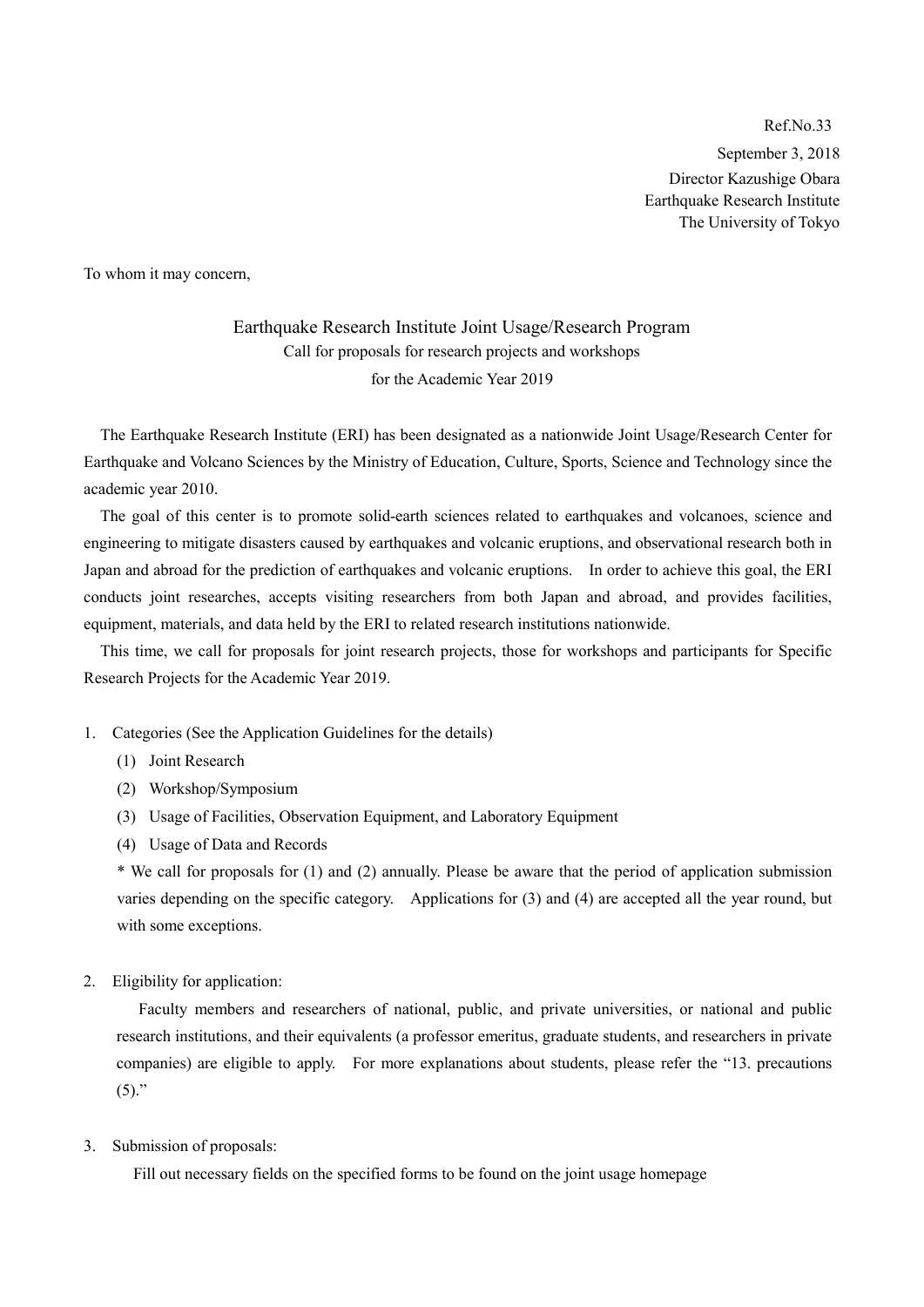Ref.No.33

September 3, 2018

Director Kazushige Obara

Earthquake Research Institute

The University of Tokyo

To whom it may concern,

# Earthquake Research Institute Joint Usage/Research Program

## Call for proposals for research projects and workshops for the Academic Year 2019

The Earthquake Research Institute (ERI) has been designated as a nationwide Joint Usage/Research Center for Earthquake and Volcano Sciences by the Ministry of Education, Culture, Sports, Science and Technology since the academic year 2010.

The goal of this center is to promote solid-earth sciences related to earthquakes and volcanoes, science and engineering to mitigate disasters caused by earthquakes and volcanic eruptions, and observational research both in Japan and abroad for the prediction of earthquakes and volcanic eruptions. In order to achieve this goal, the ERI conducts joint researches, accepts visiting researchers from both Japan and abroad, and provides facilities, equipment, materials, and data held by the ERI to related research institutions nationwide.

This time, we call for proposals for joint research projects, those for workshops and participants for Specific Research Projects for the Academic Year 2019.

1. Categories (See the Application Guidelines for the details)
   (1) Joint Research
   (2) Workshop/Symposium
   (3) Usage of Facilities, Observation Equipment, and Laboratory Equipment
   (4) Usage of Data and Records

   * We call for proposals for (1) and (2) annually. Please be aware that the period of application submission varies depending on the specific category. Applications for (3) and (4) are accepted all the year round, but with some exceptions.

2. Eligibility for application:

   Faculty members and researchers of national, public, and private universities, or national and public research institutions, and their equivalents (a professor emeritus, graduate students, and researchers in private companies) are eligible to apply. For more explanations about students, please refer the "13. precautions (5)."

3. Submission of proposals:

   Fill out necessary fields on the specified forms to be found on the joint usage homepage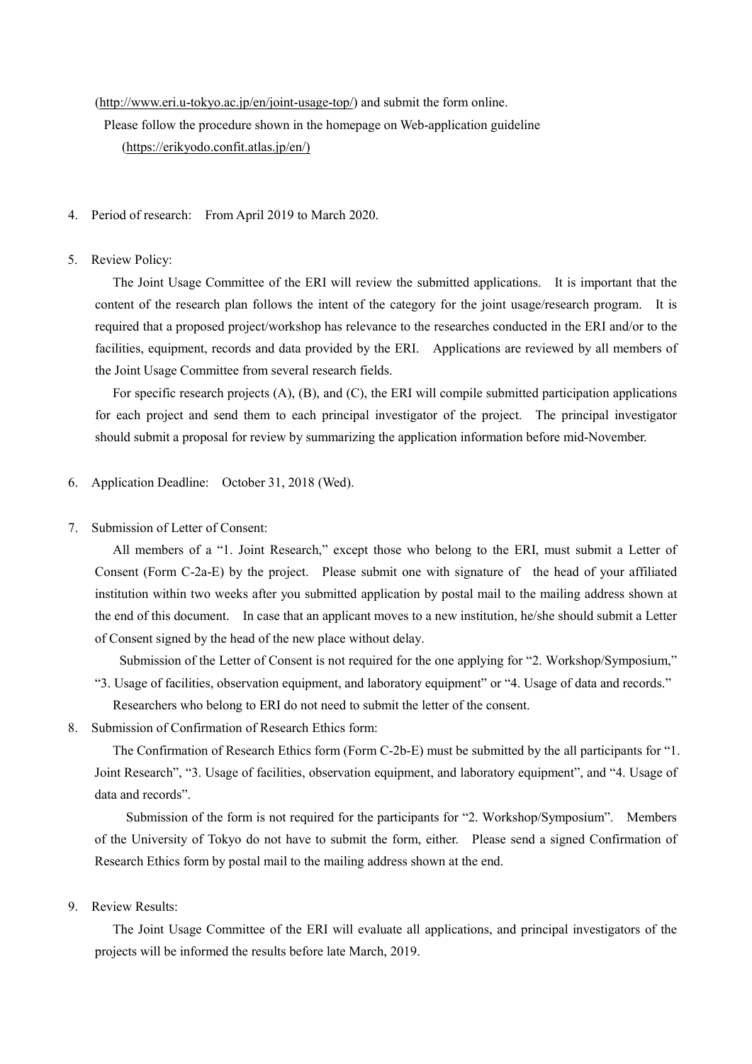(http://www.eri.u-tokyo.ac.jp/en/joint-usage-top/) and submit the form online.

Please follow the procedure shown in the homepage on Web-application guideline (https://erikyodo.confit.atlas.jp/en/)

4. Period of research: From April 2019 to March 2020.

5. Review Policy:

   The Joint Usage Committee of the ERI will review the submitted applications. It is important that the content of the research plan follows the intent of the category for the joint usage/research program. It is required that a proposed project/workshop has relevance to the researches conducted in the ERI and/or to the facilities, equipment, records and data provided by the ERI. Applications are reviewed by all members of the Joint Usage Committee from several research fields.

   For specific research projects (A), (B), and (C), the ERI will compile submitted participation applications for each project and send them to each principal investigator of the project. The principal investigator should submit a proposal for review by summarizing the application information before mid-November.

6. Application Deadline: October 31, 2018 (Wed).

7. Submission of Letter of Consent:

   All members of a "1. Joint Research," except those who belong to the ERI, must submit a Letter of Consent (Form C-2a-E) by the project. Please submit one with signature of the head of your affiliated institution within two weeks after you submitted application by postal mail to the mailing address shown at the end of this document. In case that an applicant moves to a new institution, he/she should submit a Letter of Consent signed by the head of the new place without delay.

   Submission of the Letter of Consent is not required for the one applying for "2. Workshop/Symposium," "3. Usage of facilities, observation equipment, and laboratory equipment" or "4. Usage of data and records."

   Researchers who belong to ERI do not need to submit the letter of the consent.

8. Submission of Confirmation of Research Ethics form:

   The Confirmation of Research Ethics form (Form C-2b-E) must be submitted by the all participants for "1. Joint Research", "3. Usage of facilities, observation equipment, and laboratory equipment", and "4. Usage of data and records".

   Submission of the form is not required for the participants for "2. Workshop/Symposium". Members of the University of Tokyo do not have to submit the form, either. Please send a signed Confirmation of Research Ethics form by postal mail to the mailing address shown at the end.

9. Review Results:

   The Joint Usage Committee of the ERI will evaluate all applications, and principal investigators of the projects will be informed the results before late March, 2019.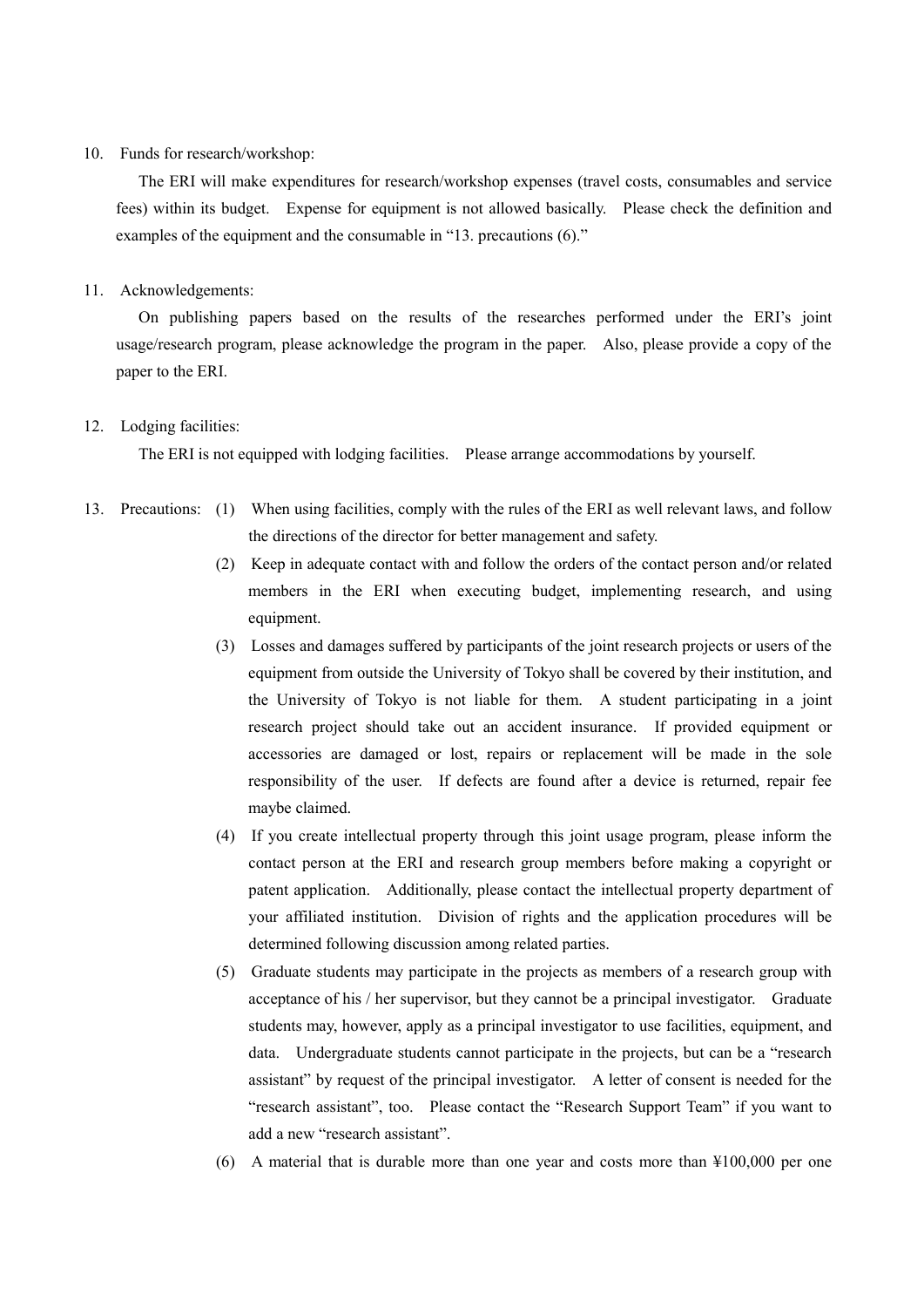10. Funds for research/workshop:

    The ERI will make expenditures for research/workshop expenses (travel costs, consumables and service fees) within its budget. Expense for equipment is not allowed basically. Please check the definition and examples of the equipment and the consumable in "13. precautions (6)."

11. Acknowledgements:

    On publishing papers based on the results of the researches performed under the ERI's joint usage/research program, please acknowledge the program in the paper. Also, please provide a copy of the paper to the ERI.

12. Lodging facilities:

    The ERI is not equipped with lodging facilities. Please arrange accommodations by yourself.

13. Precautions:
    (1) When using facilities, comply with the rules of the ERI as well relevant laws, and follow the directions of the director for better management and safety.
    (2) Keep in adequate contact with and follow the orders of the contact person and/or related members in the ERI when executing budget, implementing research, and using equipment.
    (3) Losses and damages suffered by participants of the joint research projects or users of the equipment from outside the University of Tokyo shall be covered by their institution, and the University of Tokyo is not liable for them. A student participating in a joint research project should take out an accident insurance. If provided equipment or accessories are damaged or lost, repairs or replacement will be made in the sole responsibility of the user. If defects are found after a device is returned, repair fee maybe claimed.
    (4) If you create intellectual property through this joint usage program, please inform the contact person at the ERI and research group members before making a copyright or patent application. Additionally, please contact the intellectual property department of your affiliated institution. Division of rights and the application procedures will be determined following discussion among related parties.
    (5) Graduate students may participate in the projects as members of a research group with acceptance of his / her supervisor, but they cannot be a principal investigator. Graduate students may, however, apply as a principal investigator to use facilities, equipment, and data. Undergraduate students cannot participate in the projects, but can be a "research assistant" by request of the principal investigator. A letter of consent is needed for the "research assistant", too. Please contact the "Research Support Team" if you want to add a new "research assistant".
    (6) A material that is durable more than one year and costs more than ¥100,000 per one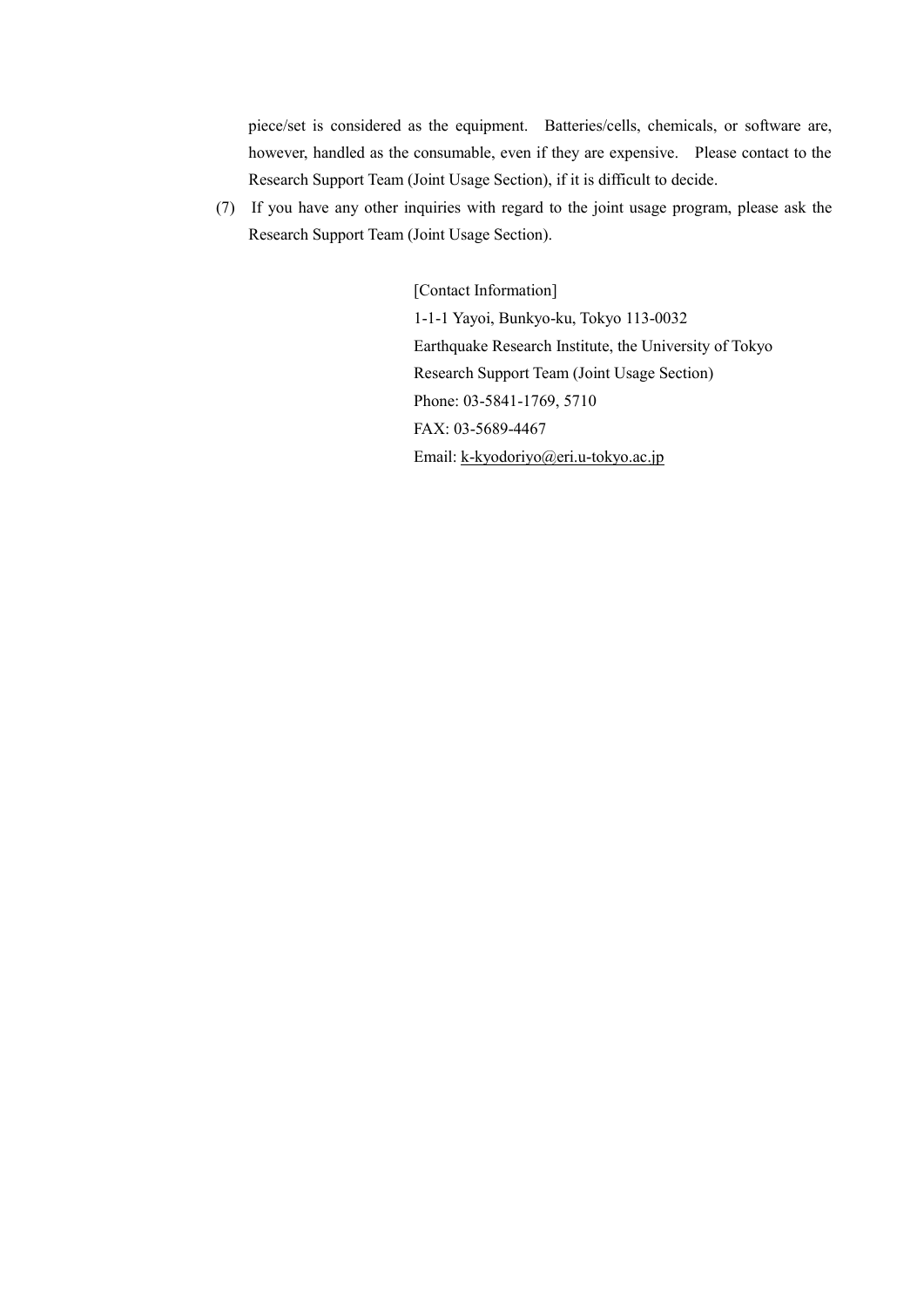piece/set is considered as the equipment. Batteries/cells, chemicals, or software are, however, handled as the consumable, even if they are expensive. Please contact to the Research Support Team (Joint Usage Section), if it is difficult to decide.

(7) If you have any other inquiries with regard to the joint usage program, please ask the Research Support Team (Joint Usage Section).

[Contact Information]
1-1-1 Yayoi, Bunkyo-ku, Tokyo 113-0032
Earthquake Research Institute, the University of Tokyo
Research Support Team (Joint Usage Section)
Phone: 03-5841-1769, 5710
FAX: 03-5689-4467
Email: k-kyodoriyo@eri.u-tokyo.ac.jp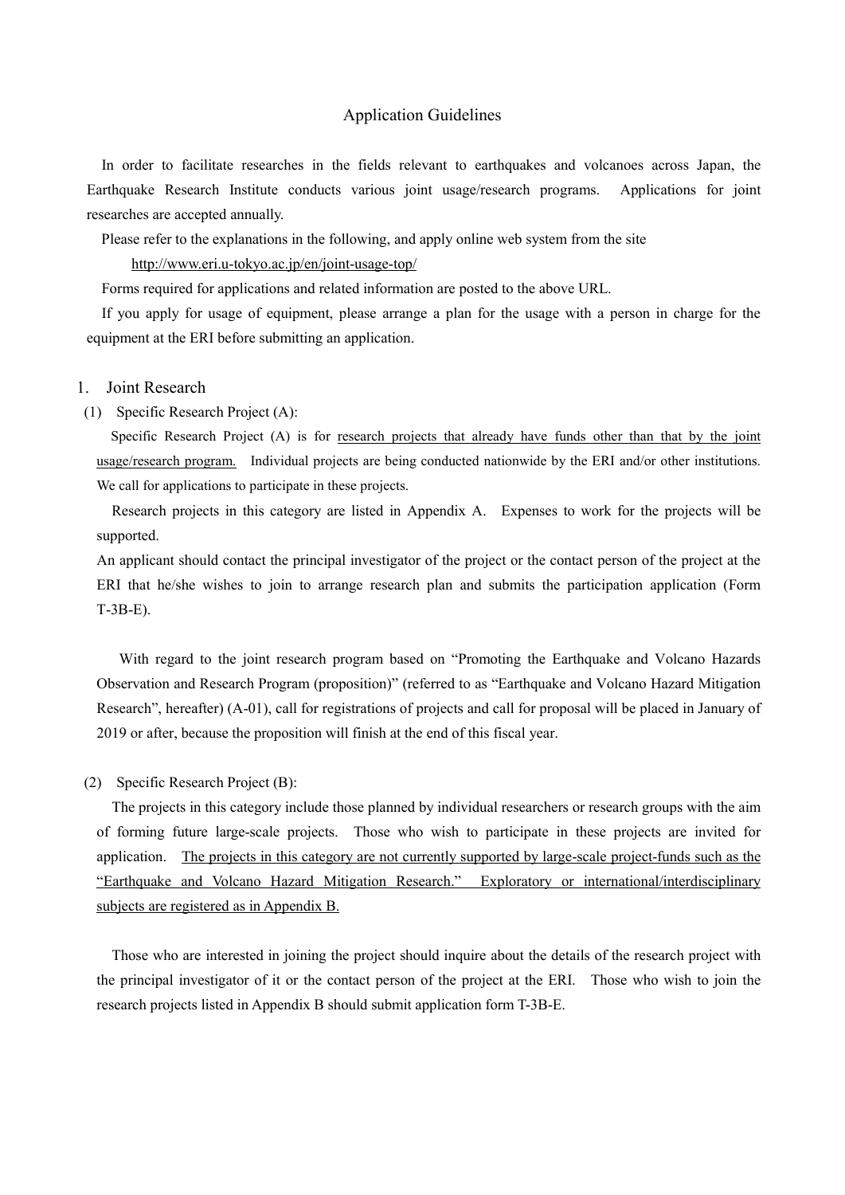# Application Guidelines

In order to facilitate researches in the fields relevant to earthquakes and volcanoes across Japan, the Earthquake Research Institute conducts various joint usage/research programs. Applications for joint researches are accepted annually.

Please refer to the explanations in the following, and apply online web system from the site

http://www.eri.u-tokyo.ac.jp/en/joint-usage-top/

Forms required for applications and related information are posted to the above URL.

If you apply for usage of equipment, please arrange a plan for the usage with a person in charge for the equipment at the ERI before submitting an application.

## 1. Joint Research

### (1) Specific Research Project (A):

Specific Research Project (A) is for research projects that already have funds other than that by the joint usage/research program. Individual projects are being conducted nationwide by the ERI and/or other institutions. We call for applications to participate in these projects.

Research projects in this category are listed in Appendix A. Expenses to work for the projects will be supported.

An applicant should contact the principal investigator of the project or the contact person of the project at the ERI that he/she wishes to join to arrange research plan and submits the participation application (Form T-3B-E).

With regard to the joint research program based on “Promoting the Earthquake and Volcano Hazards Observation and Research Program (proposition)” (referred to as “Earthquake and Volcano Hazard Mitigation Research”, hereafter) (A-01), call for registrations of projects and call for proposal will be placed in January of 2019 or after, because the proposition will finish at the end of this fiscal year.

### (2) Specific Research Project (B):

The projects in this category include those planned by individual researchers or research groups with the aim of forming future large-scale projects. Those who wish to participate in these projects are invited for application. The projects in this category are not currently supported by large-scale project-funds such as the “Earthquake and Volcano Hazard Mitigation Research.” Exploratory or international/interdisciplinary subjects are registered as in Appendix B.

Those who are interested in joining the project should inquire about the details of the research project with the principal investigator of it or the contact person of the project at the ERI. Those who wish to join the research projects listed in Appendix B should submit application form T-3B-E.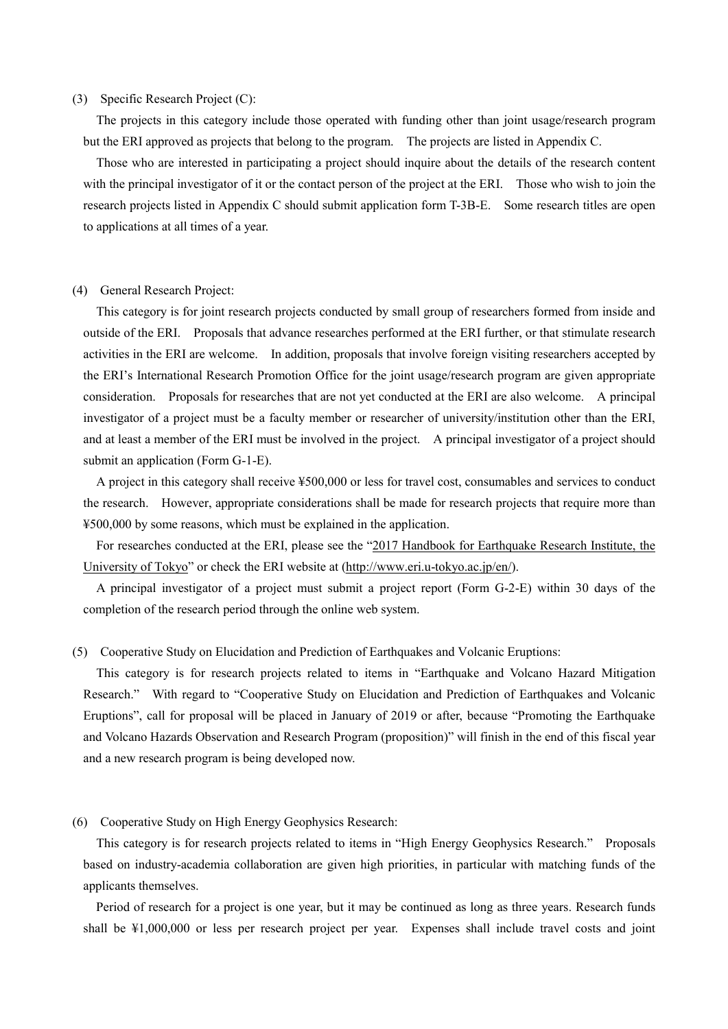(3) Specific Research Project (C):

The projects in this category include those operated with funding other than joint usage/research program but the ERI approved as projects that belong to the program. The projects are listed in Appendix C.

Those who are interested in participating a project should inquire about the details of the research content with the principal investigator of it or the contact person of the project at the ERI. Those who wish to join the research projects listed in Appendix C should submit application form T-3B-E. Some research titles are open to applications at all times of a year.

(4) General Research Project:

This category is for joint research projects conducted by small group of researchers formed from inside and outside of the ERI. Proposals that advance researches performed at the ERI further, or that stimulate research activities in the ERI are welcome. In addition, proposals that involve foreign visiting researchers accepted by the ERI's International Research Promotion Office for the joint usage/research program are given appropriate consideration. Proposals for researches that are not yet conducted at the ERI are also welcome. A principal investigator of a project must be a faculty member or researcher of university/institution other than the ERI, and at least a member of the ERI must be involved in the project. A principal investigator of a project should submit an application (Form G-1-E).

A project in this category shall receive ¥500,000 or less for travel cost, consumables and services to conduct the research. However, appropriate considerations shall be made for research projects that require more than ¥500,000 by some reasons, which must be explained in the application.

For researches conducted at the ERI, please see the "2017 Handbook for Earthquake Research Institute, the University of Tokyo" or check the ERI website at (http://www.eri.u-tokyo.ac.jp/en/).

A principal investigator of a project must submit a project report (Form G-2-E) within 30 days of the completion of the research period through the online web system.

(5) Cooperative Study on Elucidation and Prediction of Earthquakes and Volcanic Eruptions:

This category is for research projects related to items in "Earthquake and Volcano Hazard Mitigation Research." With regard to "Cooperative Study on Elucidation and Prediction of Earthquakes and Volcanic Eruptions", call for proposal will be placed in January of 2019 or after, because "Promoting the Earthquake and Volcano Hazards Observation and Research Program (proposition)" will finish in the end of this fiscal year and a new research program is being developed now.

(6) Cooperative Study on High Energy Geophysics Research:

This category is for research projects related to items in "High Energy Geophysics Research." Proposals based on industry-academia collaboration are given high priorities, in particular with matching funds of the applicants themselves.

Period of research for a project is one year, but it may be continued as long as three years. Research funds shall be ¥1,000,000 or less per research project per year. Expenses shall include travel costs and joint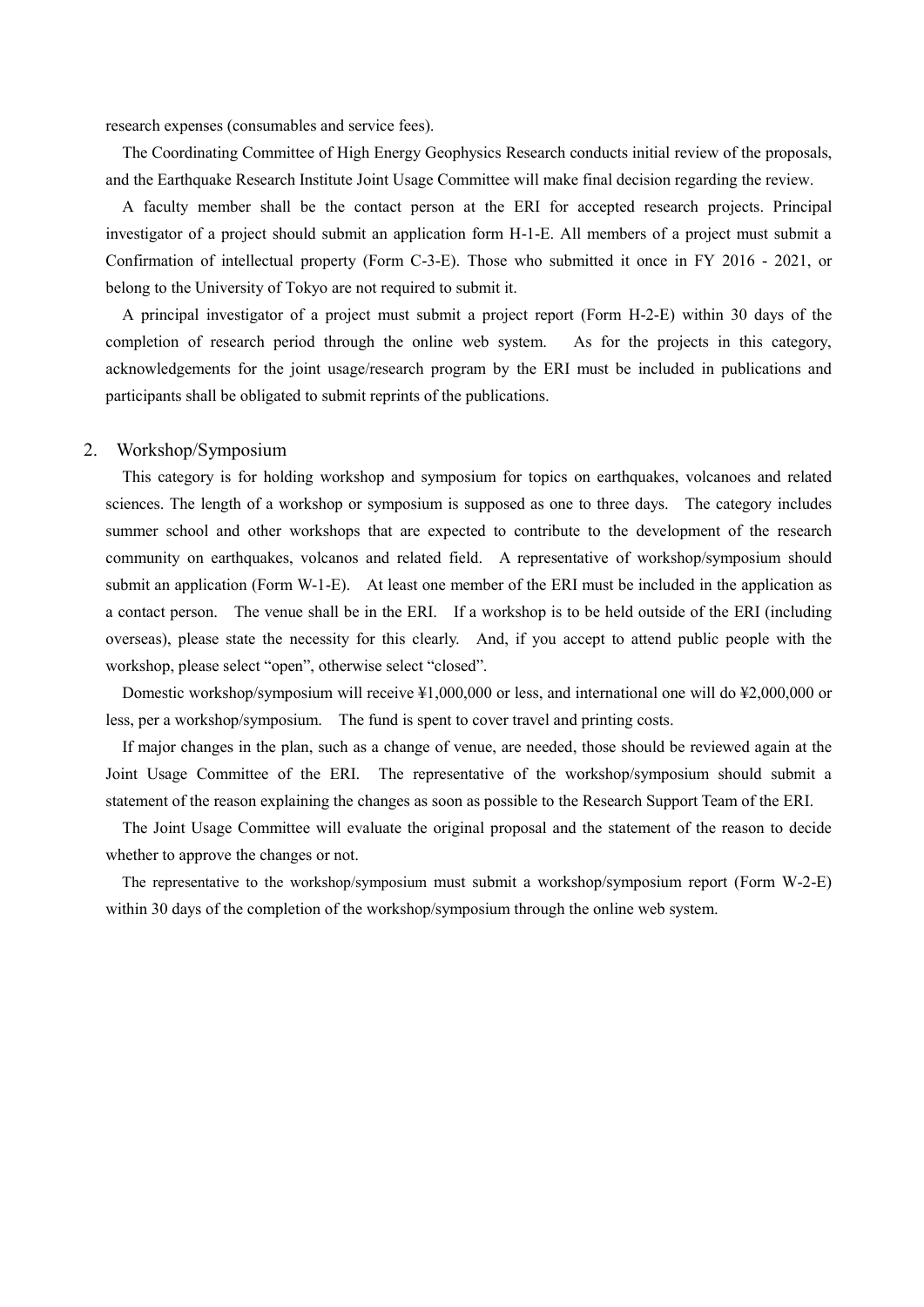research expenses (consumables and service fees).

The Coordinating Committee of High Energy Geophysics Research conducts initial review of the proposals, and the Earthquake Research Institute Joint Usage Committee will make final decision regarding the review.

A faculty member shall be the contact person at the ERI for accepted research projects. Principal investigator of a project should submit an application form H-1-E. All members of a project must submit a Confirmation of intellectual property (Form C-3-E). Those who submitted it once in FY 2016 - 2021, or belong to the University of Tokyo are not required to submit it.

A principal investigator of a project must submit a project report (Form H-2-E) within 30 days of the completion of research period through the online web system. As for the projects in this category, acknowledgements for the joint usage/research program by the ERI must be included in publications and participants shall be obligated to submit reprints of the publications.

## 2. Workshop/Symposium

This category is for holding workshop and symposium for topics on earthquakes, volcanoes and related sciences. The length of a workshop or symposium is supposed as one to three days. The category includes summer school and other workshops that are expected to contribute to the development of the research community on earthquakes, volcanos and related field. A representative of workshop/symposium should submit an application (Form W-1-E). At least one member of the ERI must be included in the application as a contact person. The venue shall be in the ERI. If a workshop is to be held outside of the ERI (including overseas), please state the necessity for this clearly. And, if you accept to attend public people with the workshop, please select "open", otherwise select "closed".

Domestic workshop/symposium will receive ¥1,000,000 or less, and international one will do ¥2,000,000 or less, per a workshop/symposium. The fund is spent to cover travel and printing costs.

If major changes in the plan, such as a change of venue, are needed, those should be reviewed again at the Joint Usage Committee of the ERI. The representative of the workshop/symposium should submit a statement of the reason explaining the changes as soon as possible to the Research Support Team of the ERI.

The Joint Usage Committee will evaluate the original proposal and the statement of the reason to decide whether to approve the changes or not.

The representative to the workshop/symposium must submit a workshop/symposium report (Form W-2-E) within 30 days of the completion of the workshop/symposium through the online web system.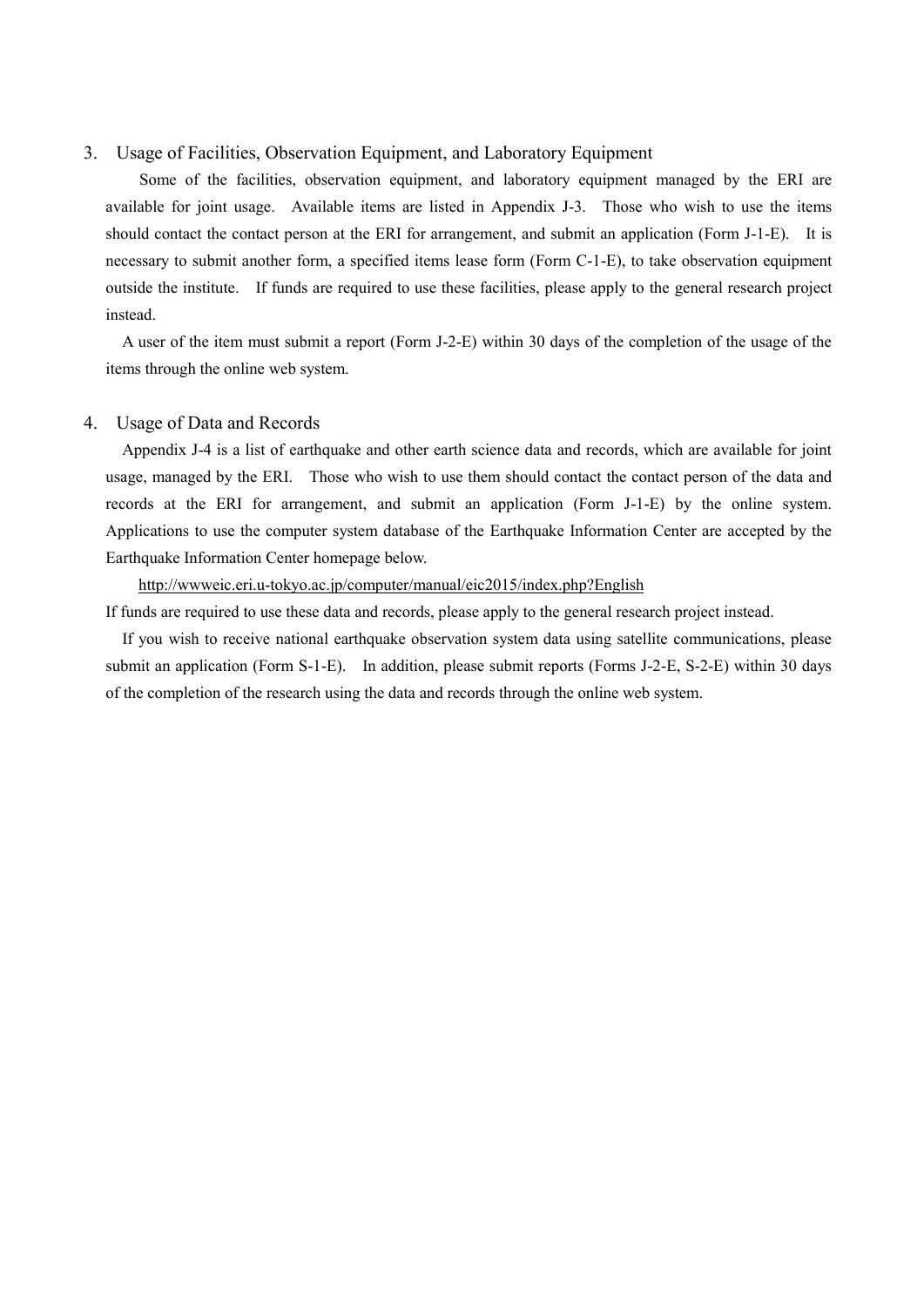## 3. Usage of Facilities, Observation Equipment, and Laboratory Equipment

Some of the facilities, observation equipment, and laboratory equipment managed by the ERI are available for joint usage. Available items are listed in Appendix J-3. Those who wish to use the items should contact the contact person at the ERI for arrangement, and submit an application (Form J-1-E). It is necessary to submit another form, a specified items lease form (Form C-1-E), to take observation equipment outside the institute. If funds are required to use these facilities, please apply to the general research project instead.

A user of the item must submit a report (Form J-2-E) within 30 days of the completion of the usage of the items through the online web system.

## 4. Usage of Data and Records

Appendix J-4 is a list of earthquake and other earth science data and records, which are available for joint usage, managed by the ERI. Those who wish to use them should contact the contact person of the data and records at the ERI for arrangement, and submit an application (Form J-1-E) by the online system. Applications to use the computer system database of the Earthquake Information Center are accepted by the Earthquake Information Center homepage below.

http://wwweic.eri.u-tokyo.ac.jp/computer/manual/eic2015/index.php?English

If funds are required to use these data and records, please apply to the general research project instead.

If you wish to receive national earthquake observation system data using satellite communications, please submit an application (Form S-1-E). In addition, please submit reports (Forms J-2-E, S-2-E) within 30 days of the completion of the research using the data and records through the online web system.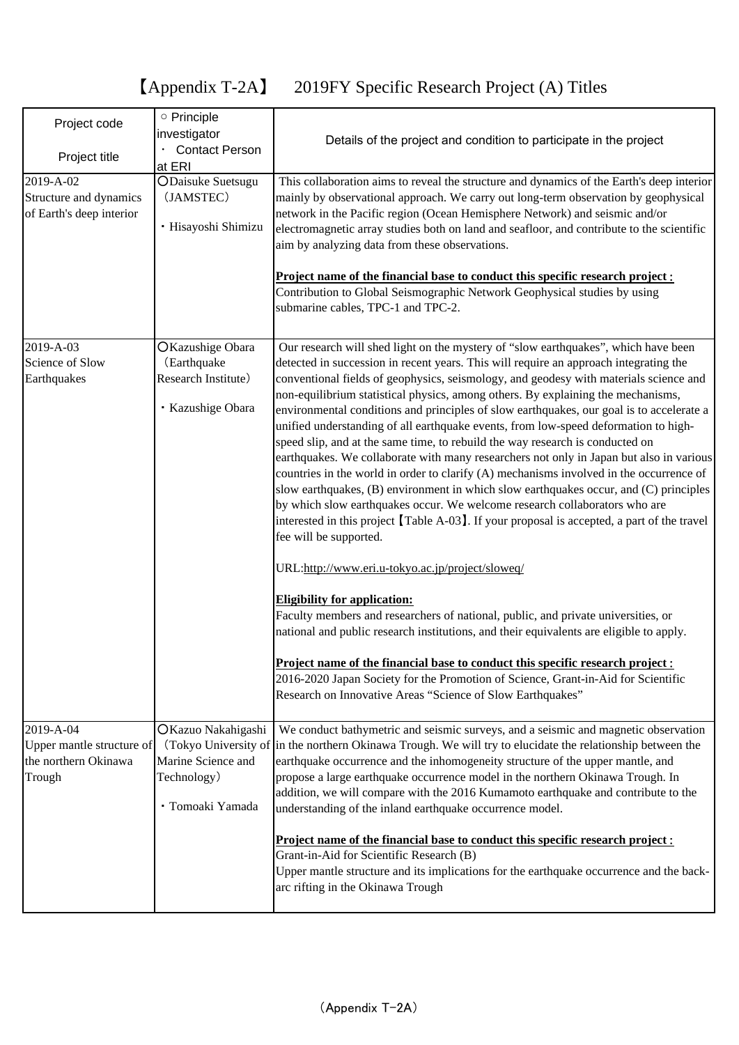# 【Appendix T-2A】　2019FY Specific Research Project (A) Titles

| Project code<br><br>Project title | ○ Principle investigator<br>・ Contact Person at ERI | Details of the project and condition to participate in the project |
|---|---|---|
| 2019-A-02<br>Structure and dynamics of Earth's deep interior | ○Daisuke Suetsugu (JAMSTEC)<br><br>・Hisayoshi Shimizu | This collaboration aims to reveal the structure and dynamics of the Earth's deep interior mainly by observational approach. We carry out long-term observation by geophysical network in the Pacific region (Ocean Hemisphere Network) and seismic and/or electromagnetic array studies both on land and seafloor, and contribute to the scientific aim by analyzing data from these observations.<br><br>**Project name of the financial base to conduct this specific research project :**<br>Contribution to Global Seismographic Network Geophysical studies by using submarine cables, TPC-1 and TPC-2. |
| 2019-A-03<br>Science of Slow Earthquakes | ○Kazushige Obara (Earthquake Research Institute)<br><br>・Kazushige Obara | Our research will shed light on the mystery of "slow earthquakes", which have been detected in succession in recent years. This will require an approach integrating the conventional fields of geophysics, seismology, and geodesy with materials science and non-equilibrium statistical physics, among others. By explaining the mechanisms, environmental conditions and principles of slow earthquakes, our goal is to accelerate a unified understanding of all earthquake events, from low-speed deformation to high-speed slip, and at the same time, to rebuild the way research is conducted on earthquakes. We collaborate with many researchers not only in Japan but also in various countries in the world in order to clarify (A) mechanisms involved in the occurrence of slow earthquakes, (B) environment in which slow earthquakes occur, and (C) principles by which slow earthquakes occur. We welcome research collaborators who are interested in this project【Table A-03】. If your proposal is accepted, a part of the travel fee will be supported.<br><br>URL:http://www.eri.u-tokyo.ac.jp/project/sloweq/<br><br>**Eligibility for application:**<br>Faculty members and researchers of national, public, and private universities, or national and public research institutions, and their equivalents are eligible to apply.<br><br>**Project name of the financial base to conduct this specific research project :**<br>2016-2020 Japan Society for the Promotion of Science, Grant-in-Aid for Scientific Research on Innovative Areas "Science of Slow Earthquakes" |
| 2019-A-04<br>Upper mantle structure of the northern Okinawa Trough | ○Kazuo Nakahigashi (Tokyo University of Marine Science and Technology)<br><br>・Tomoaki Yamada | We conduct bathymetric and seismic surveys, and a seismic and magnetic observation in the northern Okinawa Trough. We will try to elucidate the relationship between the earthquake occurrence and the inhomogeneity structure of the upper mantle, and propose a large earthquake occurrence model in the northern Okinawa Trough. In addition, we will compare with the 2016 Kumamoto earthquake and contribute to the understanding of the inland earthquake occurrence model.<br><br>**Project name of the financial base to conduct this specific research project :**<br>Grant-in-Aid for Scientific Research (B)<br>Upper mantle structure and its implications for the earthquake occurrence and the back-arc rifting in the Okinawa Trough |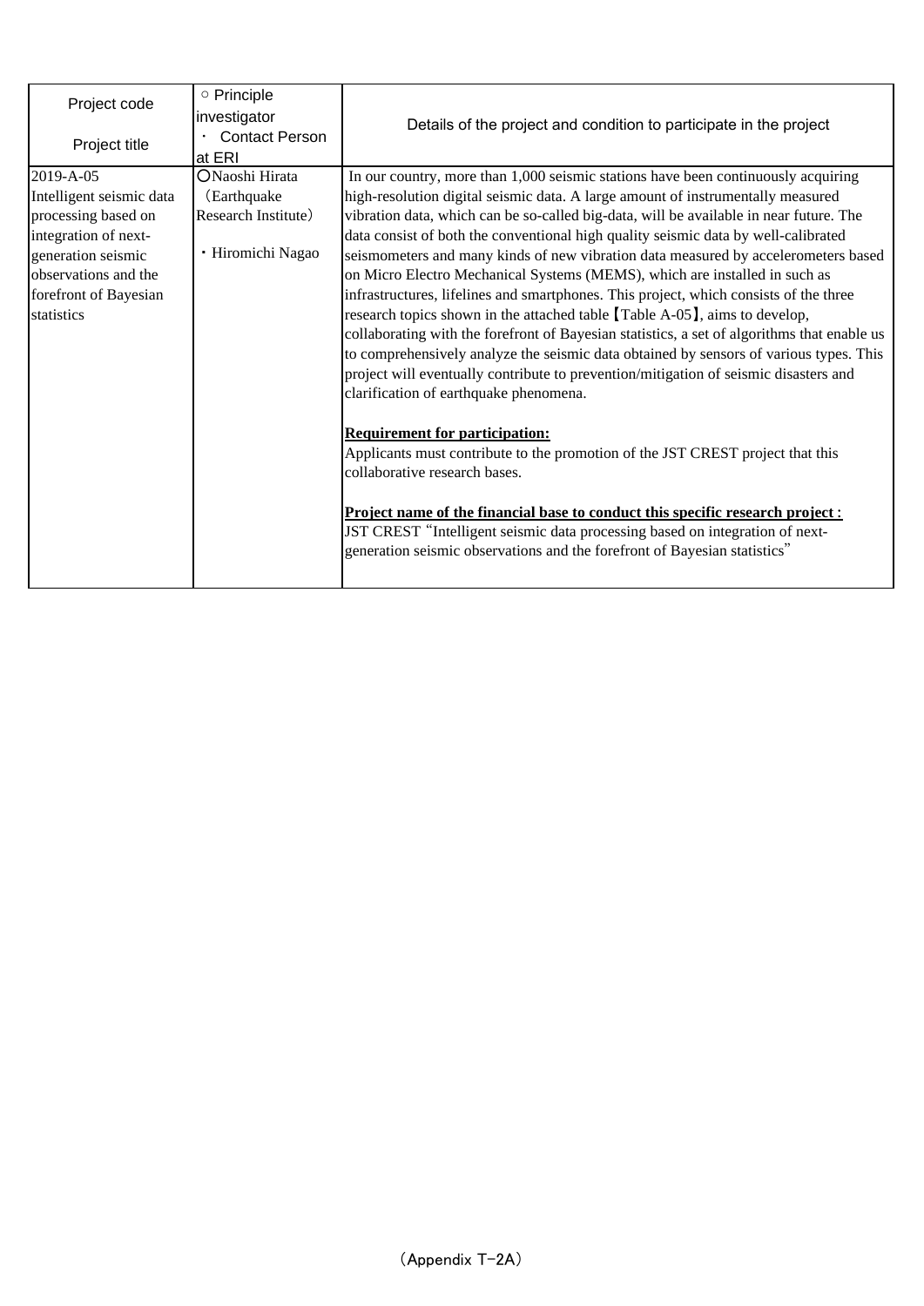| Project code<br><br>Project title | ○ Principle investigator<br>・ Contact Person at ERI | Details of the project and condition to participate in the project |
|---|---|---|
| 2019-A-05<br>Intelligent seismic data processing based on integration of next-generation seismic observations and the forefront of Bayesian statistics | ○Naoshi Hirata (Earthquake Research Institute)<br><br>・Hiromichi Nagao | In our country, more than 1,000 seismic stations have been continuously acquiring high-resolution digital seismic data. A large amount of instrumentally measured vibration data, which can be so-called big-data, will be available in near future. The data consist of both the conventional high quality seismic data by well-calibrated seismometers and many kinds of new vibration data measured by accelerometers based on Micro Electro Mechanical Systems (MEMS), which are installed in such as infrastructures, lifelines and smartphones. This project, which consists of the three research topics shown in the attached table【Table A-05】, aims to develop, collaborating with the forefront of Bayesian statistics, a set of algorithms that enable us to comprehensively analyze the seismic data obtained by sensors of various types. This project will eventually contribute to prevention/mitigation of seismic disasters and clarification of earthquake phenomena.<br><br>**Requirement for participation:**<br>Applicants must contribute to the promotion of the JST CREST project that this collaborative research bases.<br><br>**Project name of the financial base to conduct this specific research project：**<br>JST CREST "Intelligent seismic data processing based on integration of next-generation seismic observations and the forefront of Bayesian statistics" |

（Appendix T-2A）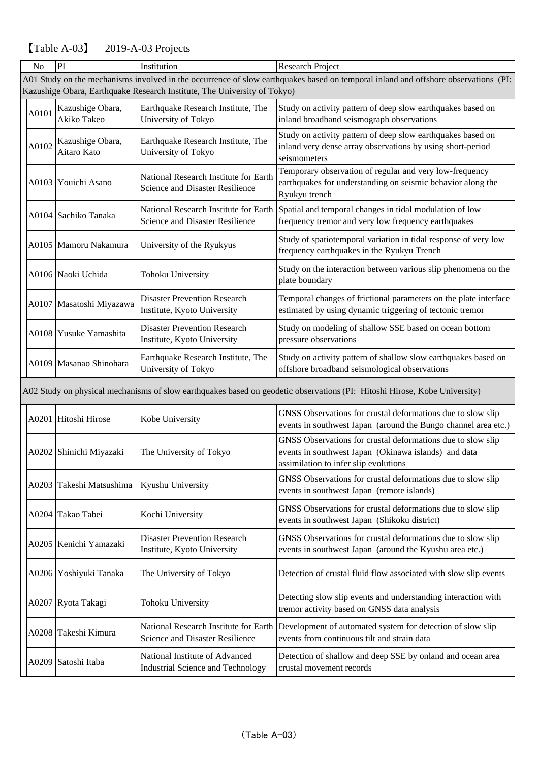【Table A-03】 2019-A-03 Projects

| No | PI | Institution | Research Project |
|---|---|---|---|
| A01 Study on the mechanisms involved in the occurrence of slow earthquakes based on temporal inland and offshore observations (PI: Kazushige Obara, Earthquake Research Institute, The University of Tokyo) | | | |
| A0101 | Kazushige Obara, Akiko Takeo | Earthquake Research Institute, The University of Tokyo | Study on activity pattern of deep slow earthquakes based on inland broadband seismograph observations |
| A0102 | Kazushige Obara, Aitaro Kato | Earthquake Research Institute, The University of Tokyo | Study on activity pattern of deep slow earthquakes based on inland very dense array observations by using short-period seismometers |
| A0103 | Youichi Asano | National Research Institute for Earth Science and Disaster Resilience | Temporary observation of regular and very low-frequency earthquakes for understanding on seismic behavior along the Ryukyu trench |
| A0104 | Sachiko Tanaka | National Research Institute for Earth Science and Disaster Resilience | Spatial and temporal changes in tidal modulation of low frequency tremor and very low frequency earthquakes |
| A0105 | Mamoru Nakamura | University of the Ryukyus | Study of spatiotemporal variation in tidal response of very low frequency earthquakes in the Ryukyu Trench |
| A0106 | Naoki Uchida | Tohoku University | Study on the interaction between various slip phenomena on the plate boundary |
| A0107 | Masatoshi Miyazawa | Disaster Prevention Research Institute, Kyoto University | Temporal changes of frictional parameters on the plate interface estimated by using dynamic triggering of tectonic tremor |
| A0108 | Yusuke Yamashita | Disaster Prevention Research Institute, Kyoto University | Study on modeling of shallow SSE based on ocean bottom pressure observations |
| A0109 | Masanao Shinohara | Earthquake Research Institute, The University of Tokyo | Study on activity pattern of shallow slow earthquakes based on offshore broadband seismological observations |
| A02 Study on physical mechanisms of slow earthquakes based on geodetic observations (PI: Hitoshi Hirose, Kobe University) | | | |
| A0201 | Hitoshi Hirose | Kobe University | GNSS Observations for crustal deformations due to slow slip events in southwest Japan (around the Bungo channel area etc.) |
| A0202 | Shinichi Miyazaki | The University of Tokyo | GNSS Observations for crustal deformations due to slow slip events in southwest Japan (Okinawa islands) and data assimilation to infer slip evolutions |
| A0203 | Takeshi Matsushima | Kyushu University | GNSS Observations for crustal deformations due to slow slip events in southwest Japan (remote islands) |
| A0204 | Takao Tabei | Kochi University | GNSS Observations for crustal deformations due to slow slip events in southwest Japan (Shikoku district) |
| A0205 | Kenichi Yamazaki | Disaster Prevention Research Institute, Kyoto University | GNSS Observations for crustal deformations due to slow slip events in southwest Japan (around the Kyushu area etc.) |
| A0206 | Yoshiyuki Tanaka | The University of Tokyo | Detection of crustal fluid flow associated with slow slip events |
| A0207 | Ryota Takagi | Tohoku University | Detecting slow slip events and understanding interaction with tremor activity based on GNSS data analysis |
| A0208 | Takeshi Kimura | National Research Institute for Earth Science and Disaster Resilience | Development of automated system for detection of slow slip events from continuous tilt and strain data |
| A0209 | Satoshi Itaba | National Institute of Advanced Industrial Science and Technology | Detection of shallow and deep SSE by onland and ocean area crustal movement records |

(Table A-03)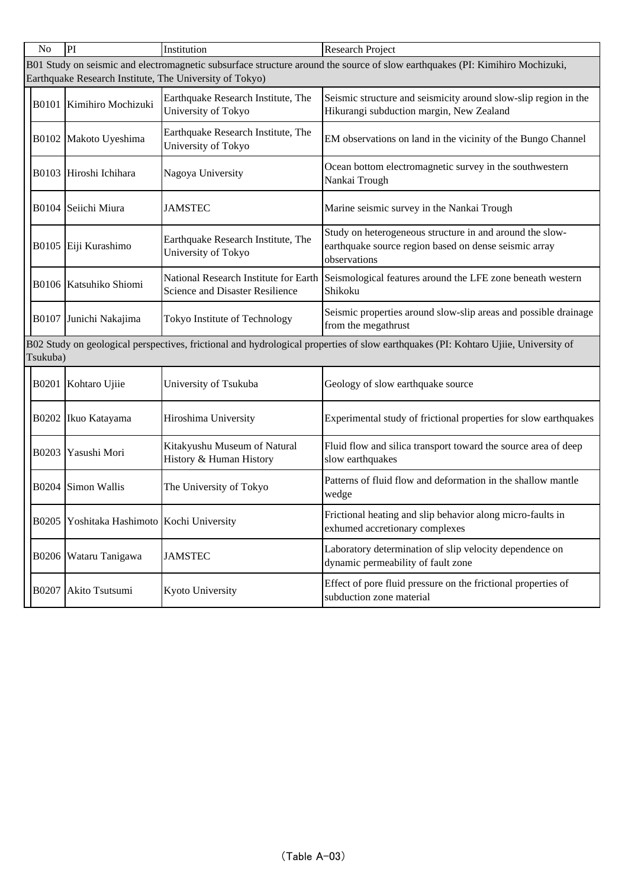| No | PI | Institution | Research Project |
| --- | --- | --- | --- |
| B01 Study on seismic and electromagnetic subsurface structure around the source of slow earthquakes (PI: Kimihiro Mochizuki, Earthquake Research Institute, The University of Tokyo) | | | |
| B0101 | Kimihiro Mochizuki | Earthquake Research Institute, The University of Tokyo | Seismic structure and seismicity around slow-slip region in the Hikurangi subduction margin, New Zealand |
| B0102 | Makoto Uyeshima | Earthquake Research Institute, The University of Tokyo | EM observations on land in the vicinity of the Bungo Channel |
| B0103 | Hiroshi Ichihara | Nagoya University | Ocean bottom electromagnetic survey in the southwestern Nankai Trough |
| B0104 | Seiichi Miura | JAMSTEC | Marine seismic survey in the Nankai Trough |
| B0105 | Eiji Kurashimo | Earthquake Research Institute, The University of Tokyo | Study on heterogeneous structure in and around the slow-earthquake source region based on dense seismic array observations |
| B0106 | Katsuhiko Shiomi | National Research Institute for Earth Science and Disaster Resilience | Seismological features around the LFE zone beneath western Shikoku |
| B0107 | Junichi Nakajima | Tokyo Institute of Technology | Seismic properties around slow-slip areas and possible drainage from the megathrust |
| B02 Study on geological perspectives, frictional and hydrological properties of slow earthquakes (PI: Kohtaro Ujiie, University of Tsukuba) | | | |
| B0201 | Kohtaro Ujiie | University of Tsukuba | Geology of slow earthquake source |
| B0202 | Ikuo Katayama | Hiroshima University | Experimental study of frictional properties for slow earthquakes |
| B0203 | Yasushi Mori | Kitakyushu Museum of Natural History & Human History | Fluid flow and silica transport toward the source area of deep slow earthquakes |
| B0204 | Simon Wallis | The University of Tokyo | Patterns of fluid flow and deformation in the shallow mantle wedge |
| B0205 | Yoshitaka Hashimoto | Kochi University | Frictional heating and slip behavior along micro-faults in exhumed accretionary complexes |
| B0206 | Wataru Tanigawa | JAMSTEC | Laboratory determination of slip velocity dependence on dynamic permeability of fault zone |
| B0207 | Akito Tsutsumi | Kyoto University | Effect of pore fluid pressure on the frictional properties of subduction zone material |

(Table A-03)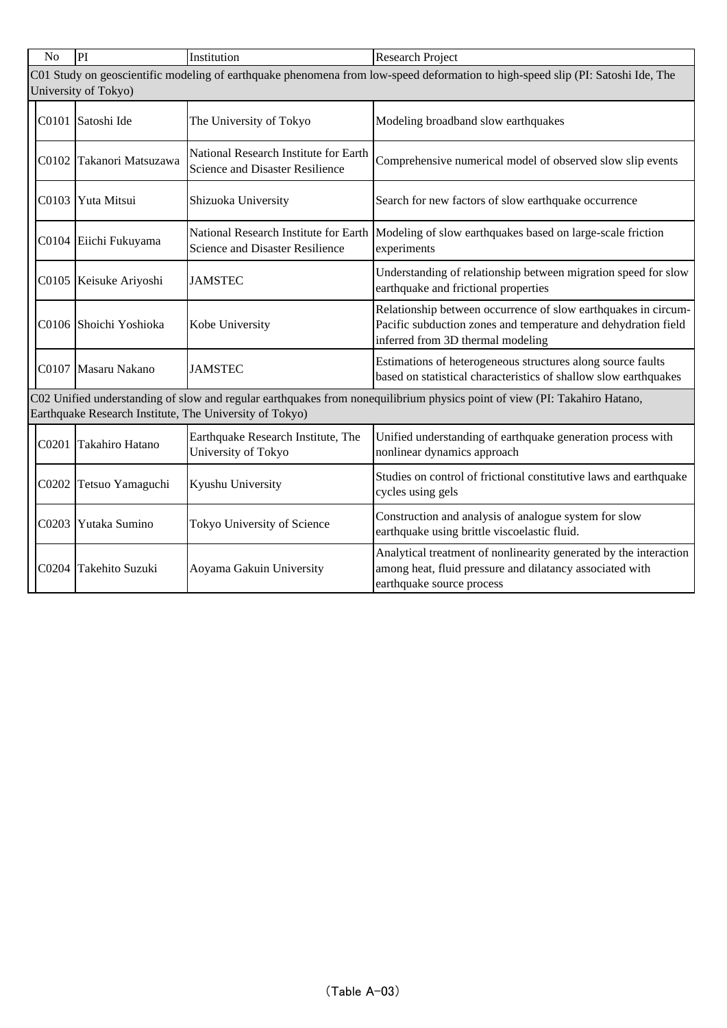| No | PI | Institution | Research Project |
|---|---|---|---|
| C01 Study on geoscientific modeling of earthquake phenomena from low-speed deformation to high-speed slip (PI: Satoshi Ide, The University of Tokyo) | | | |
| C0101 | Satoshi Ide | The University of Tokyo | Modeling broadband slow earthquakes |
| C0102 | Takanori Matsuzawa | National Research Institute for Earth Science and Disaster Resilience | Comprehensive numerical model of observed slow slip events |
| C0103 | Yuta Mitsui | Shizuoka University | Search for new factors of slow earthquake occurrence |
| C0104 | Eiichi Fukuyama | National Research Institute for Earth Science and Disaster Resilience | Modeling of slow earthquakes based on large-scale friction experiments |
| C0105 | Keisuke Ariyoshi | JAMSTEC | Understanding of relationship between migration speed for slow earthquake and frictional properties |
| C0106 | Shoichi Yoshioka | Kobe University | Relationship between occurrence of slow earthquakes in circum-Pacific subduction zones and temperature and dehydration field inferred from 3D thermal modeling |
| C0107 | Masaru Nakano | JAMSTEC | Estimations of heterogeneous structures along source faults based on statistical characteristics of shallow slow earthquakes |
| C02 Unified understanding of slow and regular earthquakes from nonequilibrium physics point of view (PI: Takahiro Hatano, Earthquake Research Institute, The University of Tokyo) | | | |
| C0201 | Takahiro Hatano | Earthquake Research Institute, The University of Tokyo | Unified understanding of earthquake generation process with nonlinear dynamics approach |
| C0202 | Tetsuo Yamaguchi | Kyushu University | Studies on control of frictional constitutive laws and earthquake cycles using gels |
| C0203 | Yutaka Sumino | Tokyo University of Science | Construction and analysis of analogue system for slow earthquake using brittle viscoelastic fluid. |
| C0204 | Takehito Suzuki | Aoyama Gakuin University | Analytical treatment of nonlinearity generated by the interaction among heat, fluid pressure and dilatancy associated with earthquake source process |

（Table A-03）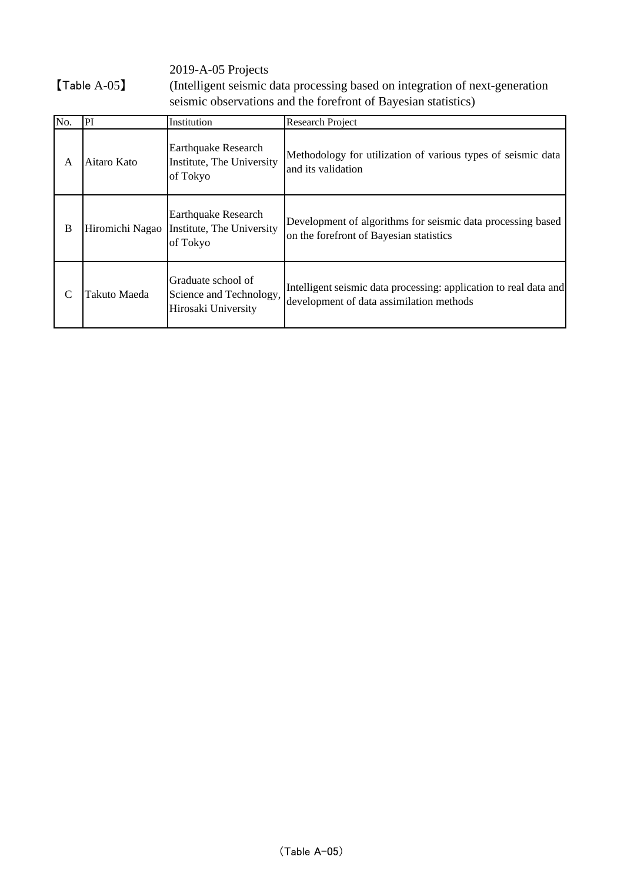【Table A-05】

2019-A-05 Projects
(Intelligent seismic data processing based on integration of next-generation seismic observations and the forefront of Bayesian statistics)

| No. | PI | Institution | Research Project |
| --- | --- | --- | --- |
| A | Aitaro Kato | Earthquake Research Institute, The University of Tokyo | Methodology for utilization of various types of seismic data and its validation |
| B | Hiromichi Nagao | Earthquake Research Institute, The University of Tokyo | Development of algorithms for seismic data processing based on the forefront of Bayesian statistics |
| C | Takuto Maeda | Graduate school of Science and Technology, Hirosaki University | Intelligent seismic data processing: application to real data and development of data assimilation methods |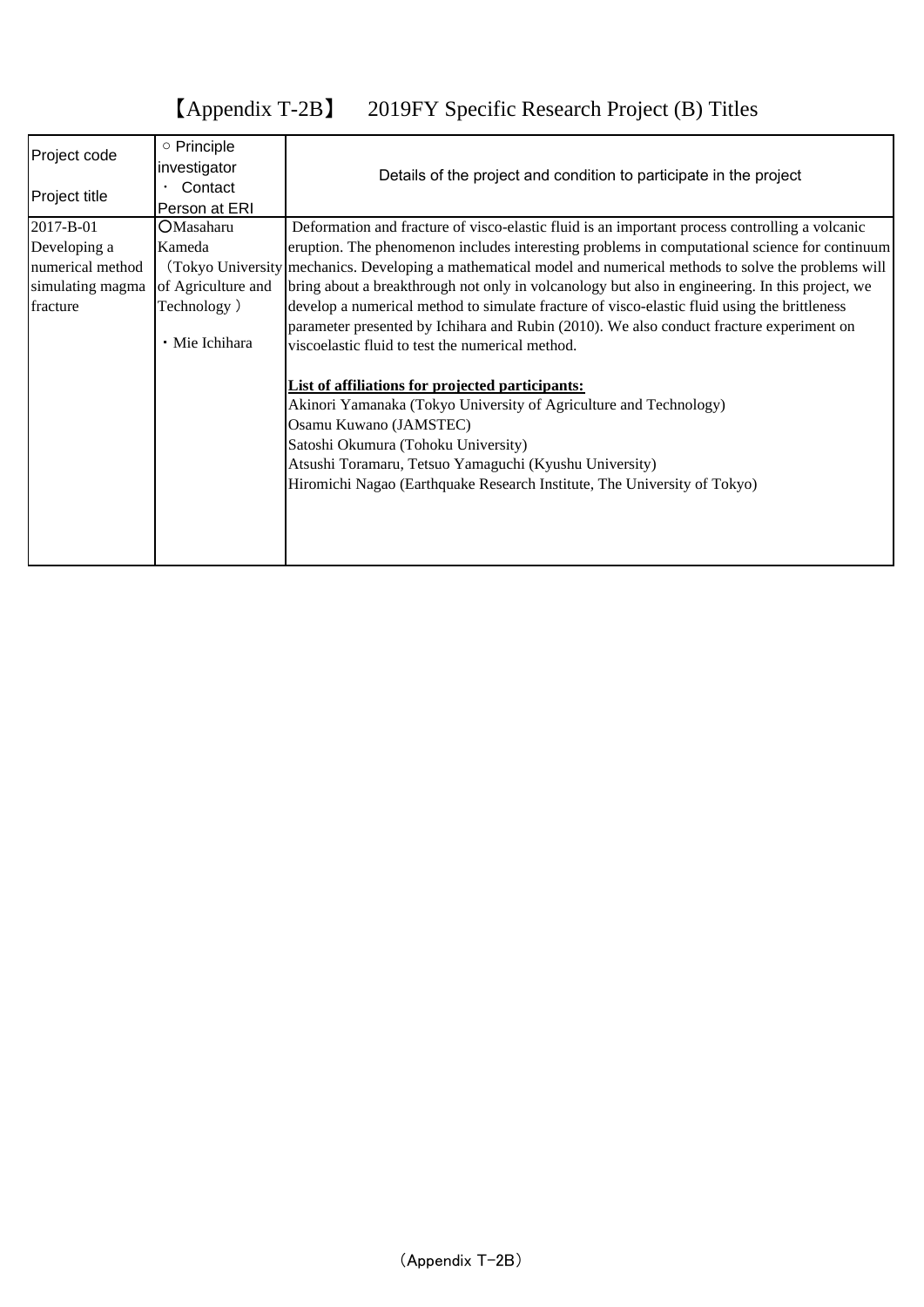# 【Appendix T-2B】 2019FY Specific Research Project (B) Titles

| Project code<br><br>Project title | ○ Principle investigator<br>・ Contact Person at ERI | Details of the project and condition to participate in the project |
|---|---|---|
| 2017-B-01<br>Developing a numerical method simulating magma fracture | ○Masaharu Kameda (Tokyo University of Agriculture and Technology )<br><br>・Mie Ichihara | Deformation and fracture of visco-elastic fluid is an important process controlling a volcanic eruption. The phenomenon includes interesting problems in computational science for continuum mechanics. Developing a mathematical model and numerical methods to solve the problems will bring about a breakthrough not only in volcanology but also in engineering. In this project, we develop a numerical method to simulate fracture of visco-elastic fluid using the brittleness parameter presented by Ichihara and Rubin (2010). We also conduct fracture experiment on viscoelastic fluid to test the numerical method.<br><br>**List of affiliations for projected participants:**<br>Akinori Yamanaka (Tokyo University of Agriculture and Technology)<br>Osamu Kuwano (JAMSTEC)<br>Satoshi Okumura (Tohoku University)<br>Atsushi Toramaru, Tetsuo Yamaguchi (Kyushu University)<br>Hiromichi Nagao (Earthquake Research Institute, The University of Tokyo) |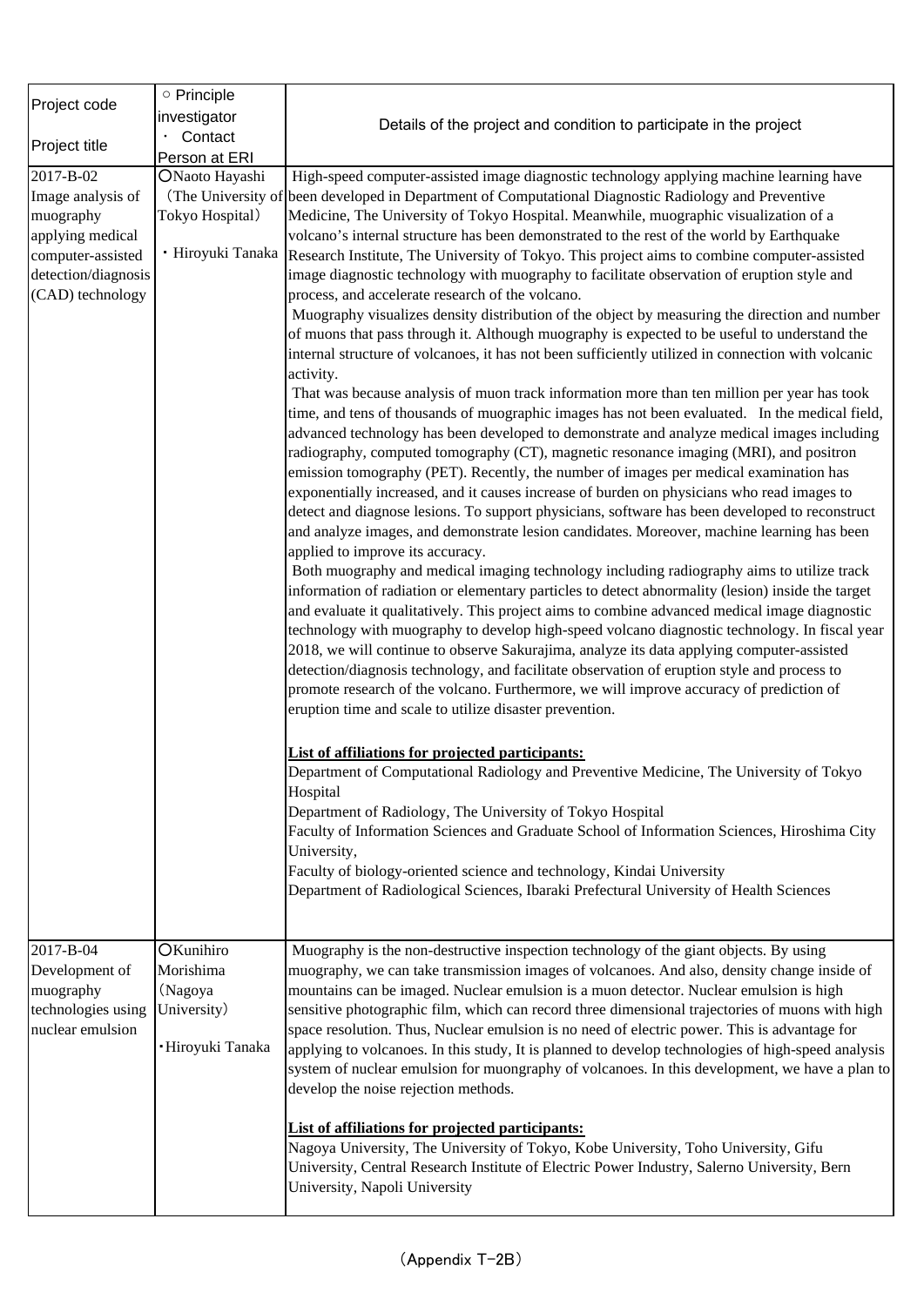| Project code<br><br>Project title | ○ Principle investigator<br>・ Contact Person at ERI | Details of the project and condition to participate in the project |
|---|---|---|
| 2017-B-02<br>Image analysis of muography applying medical computer-assisted detection/diagnosis (CAD) technology | ○Naoto Hayashi<br>(The University of Tokyo Hospital)<br><br>・Hiroyuki Tanaka | High-speed computer-assisted image diagnostic technology applying machine learning have been developed in Department of Computational Diagnostic Radiology and Preventive Medicine, The University of Tokyo Hospital. Meanwhile, muographic visualization of a volcano's internal structure has been demonstrated to the rest of the world by Earthquake Research Institute, The University of Tokyo. This project aims to combine computer-assisted image diagnostic technology with muography to facilitate observation of eruption style and process, and accelerate research of the volcano.<br>Muography visualizes density distribution of the object by measuring the direction and number of muons that pass through it. Although muography is expected to be useful to understand the internal structure of volcanoes, it has not been sufficiently utilized in connection with volcanic activity.<br>That was because analysis of muon track information more than ten million per year has took time, and tens of thousands of muographic images has not been evaluated. In the medical field, advanced technology has been developed to demonstrate and analyze medical images including radiography, computed tomography (CT), magnetic resonance imaging (MRI), and positron emission tomography (PET). Recently, the number of images per medical examination has exponentially increased, and it causes increase of burden on physicians who read images to detect and diagnose lesions. To support physicians, software has been developed to reconstruct and analyze images, and demonstrate lesion candidates. Moreover, machine learning has been applied to improve its accuracy.<br>Both muography and medical imaging technology including radiography aims to utilize track information of radiation or elementary particles to detect abnormality (lesion) inside the target and evaluate it qualitatively. This project aims to combine advanced medical image diagnostic technology with muography to develop high-speed volcano diagnostic technology. In fiscal year 2018, we will continue to observe Sakurajima, analyze its data applying computer-assisted detection/diagnosis technology, and facilitate observation of eruption style and process to promote research of the volcano. Furthermore, we will improve accuracy of prediction of eruption time and scale to utilize disaster prevention.<br><br>**List of affiliations for projected participants:**<br>Department of Computational Radiology and Preventive Medicine, The University of Tokyo Hospital<br>Department of Radiology, The University of Tokyo Hospital<br>Faculty of Information Sciences and Graduate School of Information Sciences, Hiroshima City University,<br>Faculty of biology-oriented science and technology, Kindai University<br>Department of Radiological Sciences, Ibaraki Prefectural University of Health Sciences |
| 2017-B-04<br>Development of muography technologies using nuclear emulsion | ○Kunihiro Morishima<br>(Nagoya University)<br><br>・Hiroyuki Tanaka | Muography is the non-destructive inspection technology of the giant objects. By using muography, we can take transmission images of volcanoes. And also, density change inside of mountains can be imaged. Nuclear emulsion is a muon detector. Nuclear emulsion is high sensitive photographic film, which can record three dimensional trajectories of muons with high space resolution. Thus, Nuclear emulsion is no need of electric power. This is advantage for applying to volcanoes. In this study, It is planned to develop technologies of high-speed analysis system of nuclear emulsion for muongraphy of volcanoes. In this development, we have a plan to develop the noise rejection methods.<br><br>**List of affiliations for projected participants:**<br>Nagoya University, The University of Tokyo, Kobe University, Toho University, Gifu University, Central Research Institute of Electric Power Industry, Salerno University, Bern University, Napoli University |

(Appendix T-2B)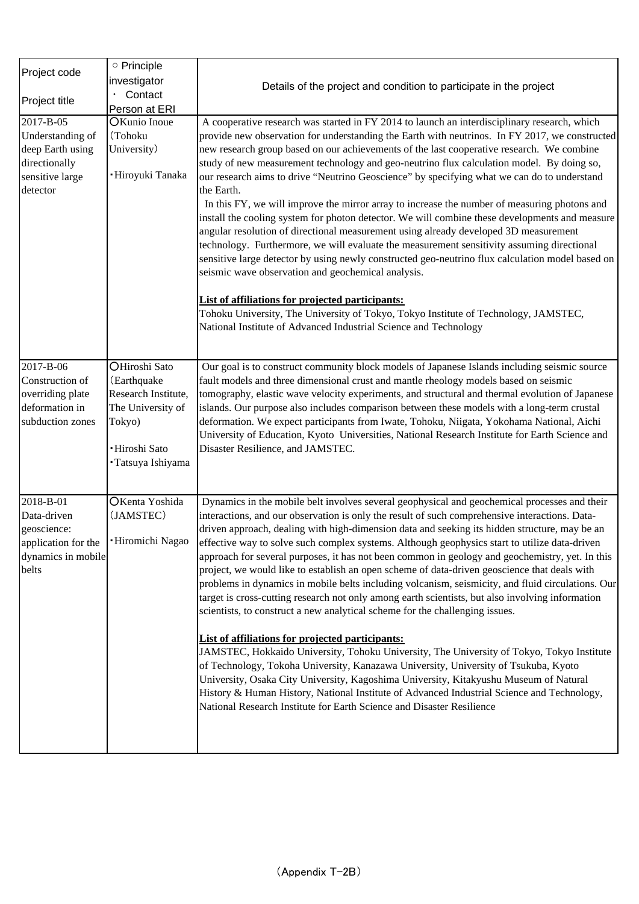| Project code<br><br>Project title | ○ Principle investigator<br>・ Contact Person at ERI | Details of the project and condition to participate in the project |
| --- | --- | --- |
| 2017-B-05<br>Understanding of deep Earth using directionally sensitive large detector | ○Kunio Inoue (Tohoku University)<br><br>・Hiroyuki Tanaka | A cooperative research was started in FY 2014 to launch an interdisciplinary research, which provide new observation for understanding the Earth with neutrinos. In FY 2017, we constructed new research group based on our achievements of the last cooperative research. We combine study of new measurement technology and geo-neutrino flux calculation model. By doing so, our research aims to drive "Neutrino Geoscience" by specifying what we can do to understand the Earth.<br>In this FY, we will improve the mirror array to increase the number of measuring photons and install the cooling system for photon detector. We will combine these developments and measure angular resolution of directional measurement using already developed 3D measurement technology. Furthermore, we will evaluate the measurement sensitivity assuming directional sensitive large detector by using newly constructed geo-neutrino flux calculation model based on seismic wave observation and geochemical analysis.<br><br>**List of affiliations for projected participants:**<br>Tohoku University, The University of Tokyo, Tokyo Institute of Technology, JAMSTEC, National Institute of Advanced Industrial Science and Technology |
| 2017-B-06<br>Construction of overriding plate deformation in subduction zones | ○Hiroshi Sato (Earthquake Research Institute, The University of Tokyo)<br><br>・Hiroshi Sato<br>・Tatsuya Ishiyama | Our goal is to construct community block models of Japanese Islands including seismic source fault models and three dimensional crust and mantle rheology models based on seismic tomography, elastic wave velocity experiments, and structural and thermal evolution of Japanese islands. Our purpose also includes comparison between these models with a long-term crustal deformation. We expect participants from Iwate, Tohoku, Niigata, Yokohama National, Aichi University of Education, Kyoto Universities, National Research Institute for Earth Science and Disaster Resilience, and JAMSTEC. |
| 2018-B-01<br>Data-driven geoscience: application for the dynamics in mobile belts | ○Kenta Yoshida (JAMSTEC)<br><br>・Hiromichi Nagao | Dynamics in the mobile belt involves several geophysical and geochemical processes and their interactions, and our observation is only the result of such comprehensive interactions. Data-driven approach, dealing with high-dimension data and seeking its hidden structure, may be an effective way to solve such complex systems. Although geophysics start to utilize data-driven approach for several purposes, it has not been common in geology and geochemistry, yet. In this project, we would like to establish an open scheme of data-driven geoscience that deals with problems in dynamics in mobile belts including volcanism, seismicity, and fluid circulations. Our target is cross-cutting research not only among earth scientists, but also involving information scientists, to construct a new analytical scheme for the challenging issues.<br><br>**List of affiliations for projected participants:**<br>JAMSTEC, Hokkaido University, Tohoku University, The University of Tokyo, Tokyo Institute of Technology, Tokoha University, Kanazawa University, University of Tsukuba, Kyoto University, Osaka City University, Kagoshima University, Kitakyushu Museum of Natural History & Human History, National Institute of Advanced Industrial Science and Technology, National Research Institute for Earth Science and Disaster Resilience |

(Appendix T-2B)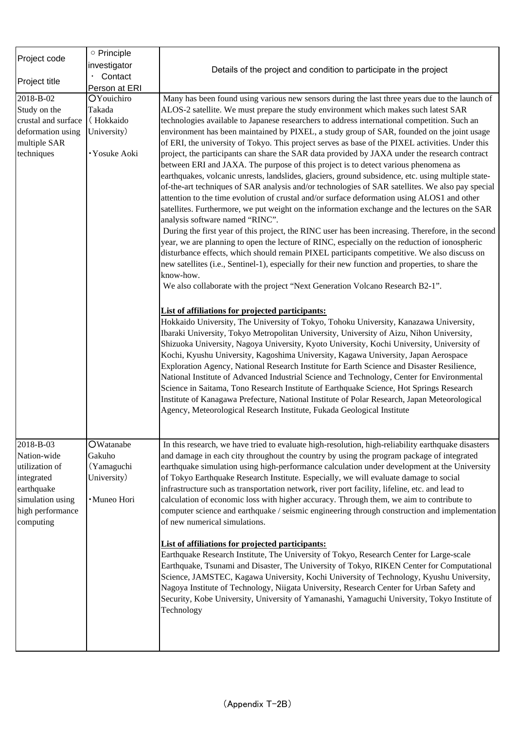| Project code<br><br>Project title | ○ Principle investigator<br>・ Contact Person at ERI | Details of the project and condition to participate in the project |
|---|---|---|
| 2018-B-02<br>Study on the crustal and surface deformation using multiple SAR techniques | ○Youichiro Takada (Hokkaido University)<br><br>・Yosuke Aoki | Many has been found using various new sensors during the last three years due to the launch of ALOS-2 satellite. We must prepare the study environment which makes such latest SAR technologies available to Japanese researchers to address international competition. Such an environment has been maintained by PIXEL, a study group of SAR, founded on the joint usage of ERI, the university of Tokyo. This project serves as base of the PIXEL activities. Under this project, the participants can share the SAR data provided by JAXA under the research contract between ERI and JAXA. The purpose of this project is to detect various phenomena as earthquakes, volcanic unrests, landslides, glaciers, ground subsidence, etc. using multiple state-of-the-art techniques of SAR analysis and/or technologies of SAR satellites. We also pay special attention to the time evolution of crustal and/or surface deformation using ALOS1 and other satellites. Furthermore, we put weight on the information exchange and the lectures on the SAR analysis software named "RINC".<br>During the first year of this project, the RINC user has been increasing. Therefore, in the second year, we are planning to open the lecture of RINC, especially on the reduction of ionospheric disturbance effects, which should remain PIXEL participants competitive. We also discuss on new satellites (i.e., Sentinel-1), especially for their new function and properties, to share the know-how.<br>We also collaborate with the project "Next Generation Volcano Research B2-1".<br><br>**List of affiliations for projected participants:**<br>Hokkaido University, The University of Tokyo, Tohoku University, Kanazawa University, Ibaraki University, Tokyo Metropolitan University, University of Aizu, Nihon University, Shizuoka University, Nagoya University, Kyoto University, Kochi University, University of Kochi, Kyushu University, Kagoshima University, Kagawa University, Japan Aerospace Exploration Agency, National Research Institute for Earth Science and Disaster Resilience, National Institute of Advanced Industrial Science and Technology, Center for Environmental Science in Saitama, Tono Research Institute of Earthquake Science, Hot Springs Research Institute of Kanagawa Prefecture, National Institute of Polar Research, Japan Meteorological Agency, Meteorological Research Institute, Fukada Geological Institute |
| 2018-B-03<br>Nation-wide utilization of integrated earthquake simulation using high performance computing | ○Watanabe Gakuho (Yamaguchi University)<br><br>・Muneo Hori | In this research, we have tried to evaluate high-resolution, high-reliability earthquake disasters and damage in each city throughout the country by using the program package of integrated earthquake simulation using high-performance calculation under development at the University of Tokyo Earthquake Research Institute. Especially, we will evaluate damage to social infrastructure such as transportation network, river port facility, lifeline, etc. and lead to calculation of economic loss with higher accuracy. Through them, we aim to contribute to computer science and earthquake / seismic engineering through construction and implementation of new numerical simulations.<br><br>**List of affiliations for projected participants:**<br>Earthquake Research Institute, The University of Tokyo, Research Center for Large-scale Earthquake, Tsunami and Disaster, The University of Tokyo, RIKEN Center for Computational Science, JAMSTEC, Kagawa University, Kochi University of Technology, Kyushu University, Nagoya Institute of Technology, Niigata University, Research Center for Urban Safety and Security, Kobe University, University of Yamanashi, Yamaguchi University, Tokyo Institute of Technology |

(Appendix T-2B)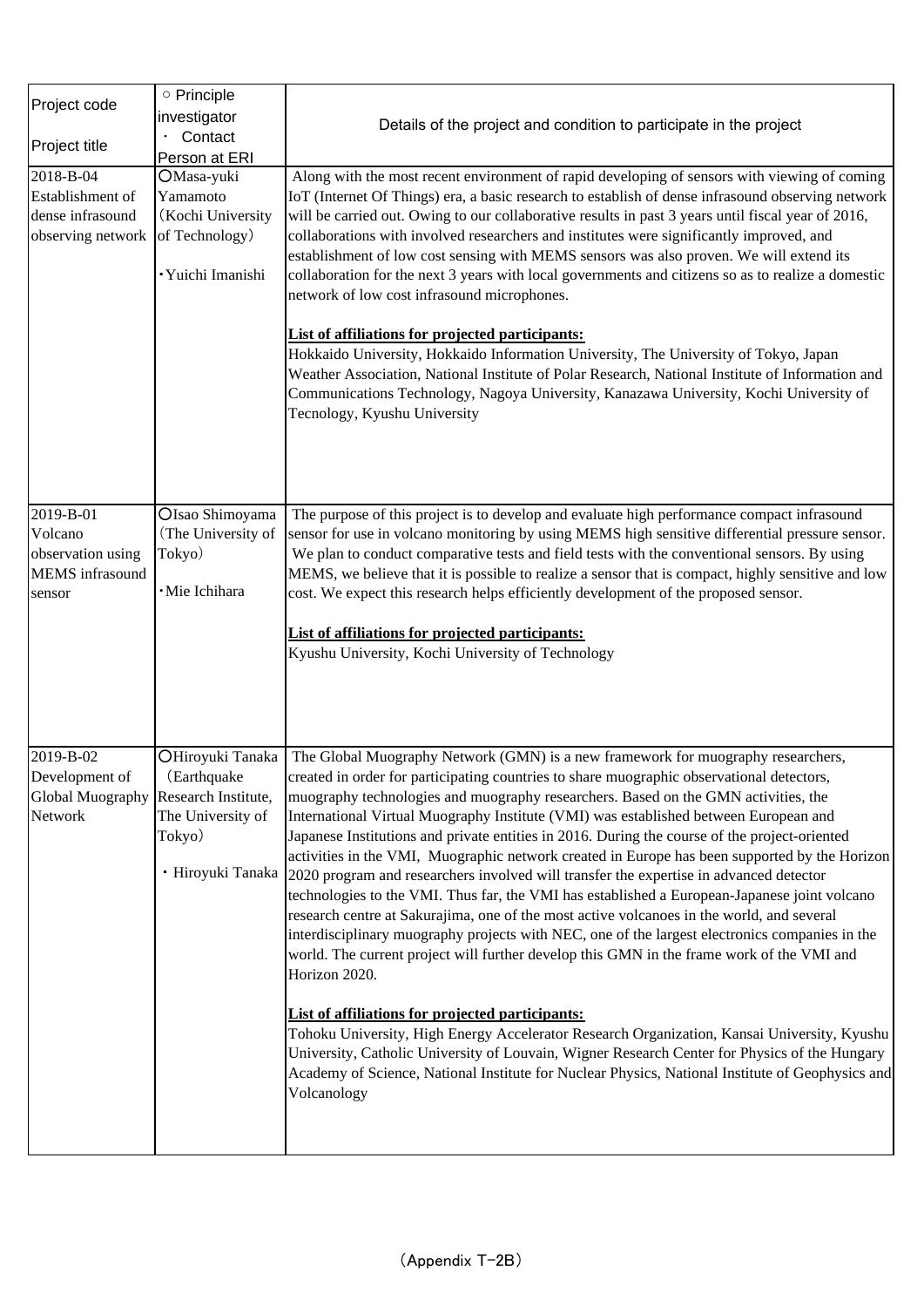| Project code<br><br>Project title | ○ Principle investigator<br>・ Contact Person at ERI | Details of the project and condition to participate in the project |
|---|---|---|
| 2018-B-04<br>Establishment of dense infrasound observing network | ○Masa-yuki Yamamoto (Kochi University of Technology)<br><br>・Yuichi Imanishi | Along with the most recent environment of rapid developing of sensors with viewing of coming IoT (Internet Of Things) era, a basic research to establish of dense infrasound observing network will be carried out. Owing to our collaborative results in past 3 years until fiscal year of 2016, collaborations with involved researchers and institutes were significantly improved, and establishment of low cost sensing with MEMS sensors was also proven. We will extend its collaboration for the next 3 years with local governments and citizens so as to realize a domestic network of low cost infrasound microphones.<br><br>**List of affiliations for projected participants:**<br>Hokkaido University, Hokkaido Information University, The University of Tokyo, Japan Weather Association, National Institute of Polar Research, National Institute of Information and Communications Technology, Nagoya University, Kanazawa University, Kochi University of Tecnology, Kyushu University |
| 2019-B-01<br>Volcano observation using MEMS infrasound sensor | ○Isao Shimoyama (The University of Tokyo)<br><br>・Mie Ichihara | The purpose of this project is to develop and evaluate high performance compact infrasound sensor for use in volcano monitoring by using MEMS high sensitive differential pressure sensor. We plan to conduct comparative tests and field tests with the conventional sensors. By using MEMS, we believe that it is possible to realize a sensor that is compact, highly sensitive and low cost. We expect this research helps efficiently development of the proposed sensor.<br><br>**List of affiliations for projected participants:**<br>Kyushu University, Kochi University of Technology |
| 2019-B-02<br>Development of Global Muography Network | ○Hiroyuki Tanaka (Earthquake Research Institute, The University of Tokyo)<br><br>・Hiroyuki Tanaka | The Global Muography Network (GMN) is a new framework for muography researchers, created in order for participating countries to share muographic observational detectors, muography technologies and muography researchers. Based on the GMN activities, the International Virtual Muography Institute (VMI) was established between European and Japanese Institutions and private entities in 2016. During the course of the project-oriented activities in the VMI, Muographic network created in Europe has been supported by the Horizon 2020 program and researchers involved will transfer the expertise in advanced detector technologies to the VMI. Thus far, the VMI has established a European-Japanese joint volcano research centre at Sakurajima, one of the most active volcanoes in the world, and several interdisciplinary muography projects with NEC, one of the largest electronics companies in the world. The current project will further develop this GMN in the frame work of the VMI and Horizon 2020.<br><br>**List of affiliations for projected participants:**<br>Tohoku University, High Energy Accelerator Research Organization, Kansai University, Kyushu University, Catholic University of Louvain, Wigner Research Center for Physics of the Hungary Academy of Science, National Institute for Nuclear Physics, National Institute of Geophysics and Volcanology |

(Appendix T-2B)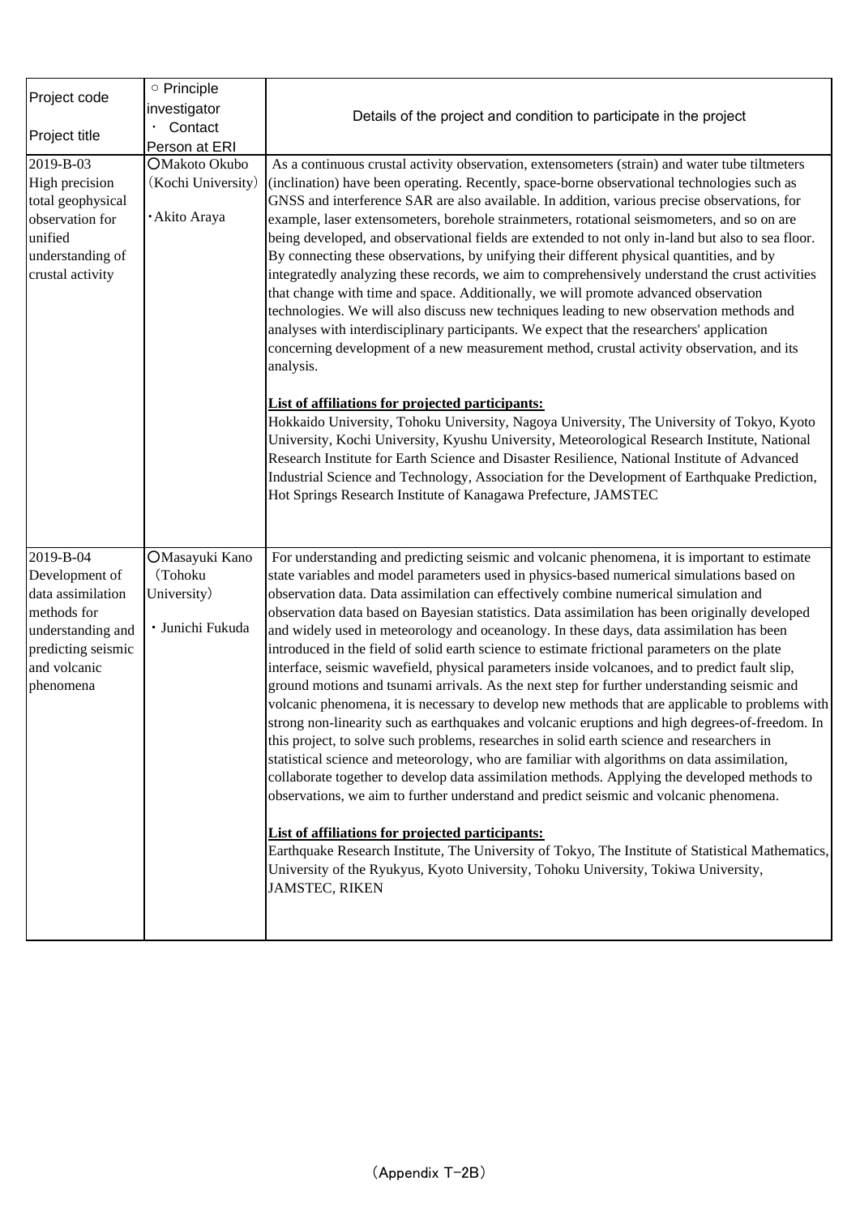| Project code<br><br>Project title | ○ Principle investigator<br>・ Contact Person at ERI | Details of the project and condition to participate in the project |
|---|---|---|
| 2019-B-03<br>High precision total geophysical observation for unified understanding of crustal activity | ○Makoto Okubo<br>(Kochi University)<br><br>・Akito Araya | As a continuous crustal activity observation, extensometers (strain) and water tube tiltmeters (inclination) have been operating. Recently, space-borne observational technologies such as GNSS and interference SAR are also available. In addition, various precise observations, for example, laser extensometers, borehole strainmeters, rotational seismometers, and so on are being developed, and observational fields are extended to not only in-land but also to sea floor. By connecting these observations, by unifying their different physical quantities, and by integratedly analyzing these records, we aim to comprehensively understand the crust activities that change with time and space. Additionally, we will promote advanced observation technologies. We will also discuss new techniques leading to new observation methods and analyses with interdisciplinary participants. We expect that the researchers' application concerning development of a new measurement method, crustal activity observation, and its analysis.<br><br>**List of affiliations for projected participants:**<br>Hokkaido University, Tohoku University, Nagoya University, The University of Tokyo, Kyoto University, Kochi University, Kyushu University, Meteorological Research Institute, National Research Institute for Earth Science and Disaster Resilience, National Institute of Advanced Industrial Science and Technology, Association for the Development of Earthquake Prediction, Hot Springs Research Institute of Kanagawa Prefecture, JAMSTEC |
| 2019-B-04<br>Development of data assimilation methods for understanding and predicting seismic and volcanic phenomena | ○Masayuki Kano<br>(Tohoku University)<br><br>・Junichi Fukuda | For understanding and predicting seismic and volcanic phenomena, it is important to estimate state variables and model parameters used in physics-based numerical simulations based on observation data. Data assimilation can effectively combine numerical simulation and observation data based on Bayesian statistics. Data assimilation has been originally developed and widely used in meteorology and oceanology. In these days, data assimilation has been introduced in the field of solid earth science to estimate frictional parameters on the plate interface, seismic wavefield, physical parameters inside volcanoes, and to predict fault slip, ground motions and tsunami arrivals. As the next step for further understanding seismic and volcanic phenomena, it is necessary to develop new methods that are applicable to problems with strong non-linearity such as earthquakes and volcanic eruptions and high degrees-of-freedom. In this project, to solve such problems, researches in solid earth science and researchers in statistical science and meteorology, who are familiar with algorithms on data assimilation, collaborate together to develop data assimilation methods. Applying the developed methods to observations, we aim to further understand and predict seismic and volcanic phenomena.<br><br>**List of affiliations for projected participants:**<br>Earthquake Research Institute, The University of Tokyo, The Institute of Statistical Mathematics, University of the Ryukyus, Kyoto University, Tohoku University, Tokiwa University, JAMSTEC, RIKEN |

(Appendix T-2B)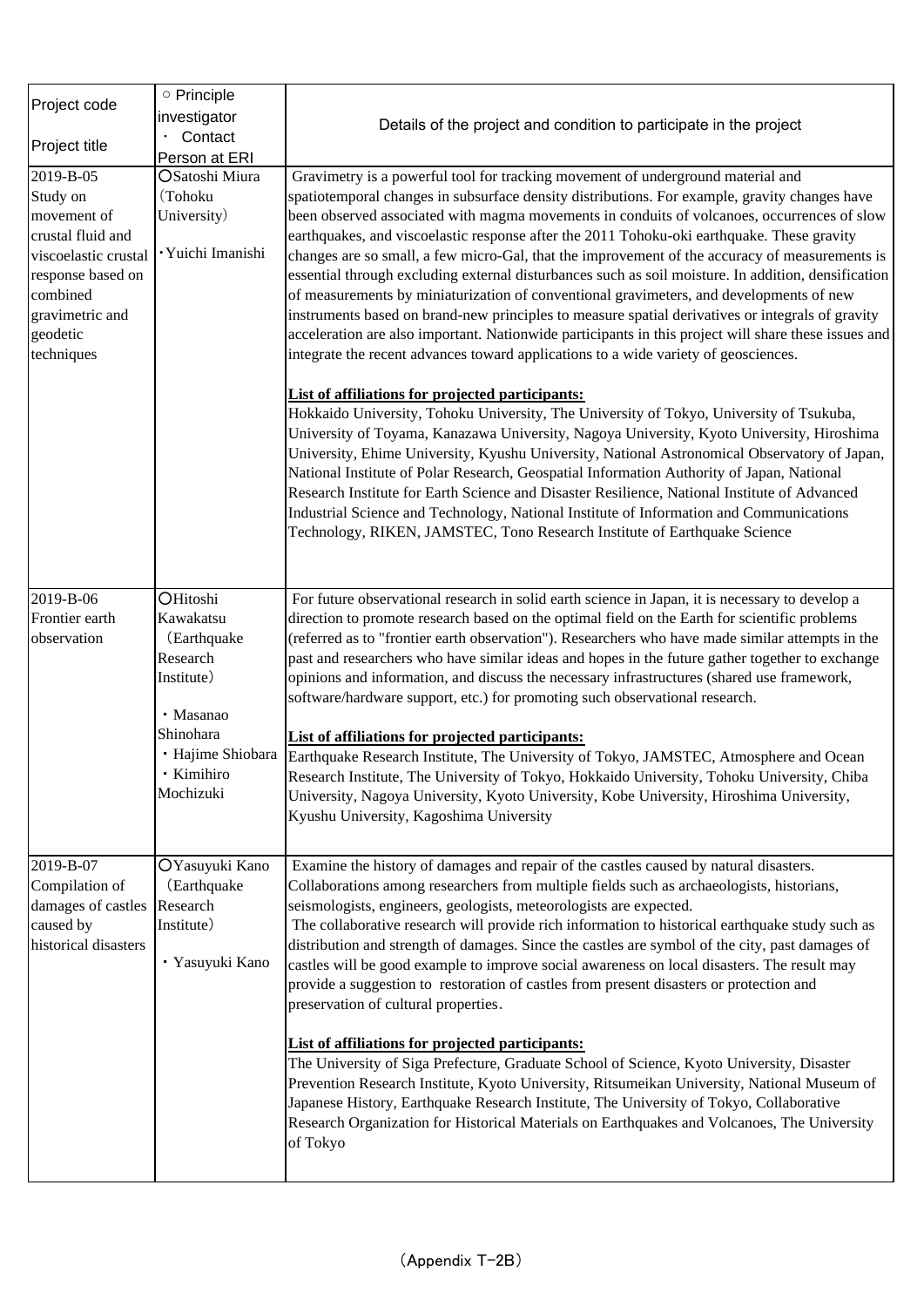| Project code<br><br>Project title | ○ Principle investigator<br>・ Contact Person at ERI | Details of the project and condition to participate in the project |
|---|---|---|
| 2019-B-05<br>Study on movement of crustal fluid and viscoelastic crustal response based on combined gravimetric and geodetic techniques | ○Satoshi Miura (Tohoku University)<br><br>・Yuichi Imanishi | Gravimetry is a powerful tool for tracking movement of underground material and spatiotemporal changes in subsurface density distributions. For example, gravity changes have been observed associated with magma movements in conduits of volcanoes, occurrences of slow earthquakes, and viscoelastic response after the 2011 Tohoku-oki earthquake. These gravity changes are so small, a few micro-Gal, that the improvement of the accuracy of measurements is essential through excluding external disturbances such as soil moisture. In addition, densification of measurements by miniaturization of conventional gravimeters, and developments of new instruments based on brand-new principles to measure spatial derivatives or integrals of gravity acceleration are also important. Nationwide participants in this project will share these issues and integrate the recent advances toward applications to a wide variety of geosciences.<br><br>**List of affiliations for projected participants:**<br>Hokkaido University, Tohoku University, The University of Tokyo, University of Tsukuba, University of Toyama, Kanazawa University, Nagoya University, Kyoto University, Hiroshima University, Ehime University, Kyushu University, National Astronomical Observatory of Japan, National Institute of Polar Research, Geospatial Information Authority of Japan, National Research Institute for Earth Science and Disaster Resilience, National Institute of Advanced Industrial Science and Technology, National Institute of Information and Communications Technology, RIKEN, JAMSTEC, Tono Research Institute of Earthquake Science |
| 2019-B-06<br>Frontier earth observation | ○Hitoshi Kawakatsu (Earthquake Research Institute)<br><br>・Masanao Shinohara<br>・Hajime Shiobara<br>・Kimihiro Mochizuki | For future observational research in solid earth science in Japan, it is necessary to develop a direction to promote research based on the optimal field on the Earth for scientific problems (referred as to "frontier earth observation"). Researchers who have made similar attempts in the past and researchers who have similar ideas and hopes in the future gather together to exchange opinions and information, and discuss the necessary infrastructures (shared use framework, software/hardware support, etc.) for promoting such observational research.<br><br>**List of affiliations for projected participants:**<br>Earthquake Research Institute, The University of Tokyo, JAMSTEC, Atmosphere and Ocean Research Institute, The University of Tokyo, Hokkaido University, Tohoku University, Chiba University, Nagoya University, Kyoto University, Kobe University, Hiroshima University, Kyushu University, Kagoshima University |
| 2019-B-07<br>Compilation of damages of castles caused by historical disasters | ○Yasuyuki Kano (Earthquake Research Institute)<br><br>・Yasuyuki Kano | Examine the history of damages and repair of the castles caused by natural disasters. Collaborations among researchers from multiple fields such as archaeologists, historians, seismologists, engineers, geologists, meteorologists are expected.<br>The collaborative research will provide rich information to historical earthquake study such as distribution and strength of damages. Since the castles are symbol of the city, past damages of castles will be good example to improve social awareness on local disasters. The result may provide a suggestion to restoration of castles from present disasters or protection and preservation of cultural properties.<br><br>**List of affiliations for projected participants:**<br>The University of Siga Prefecture, Graduate School of Science, Kyoto University, Disaster Prevention Research Institute, Kyoto University, Ritsumeikan University, National Museum of Japanese History, Earthquake Research Institute, The University of Tokyo, Collaborative Research Organization for Historical Materials on Earthquakes and Volcanoes, The University of Tokyo |

(Appendix T-2B)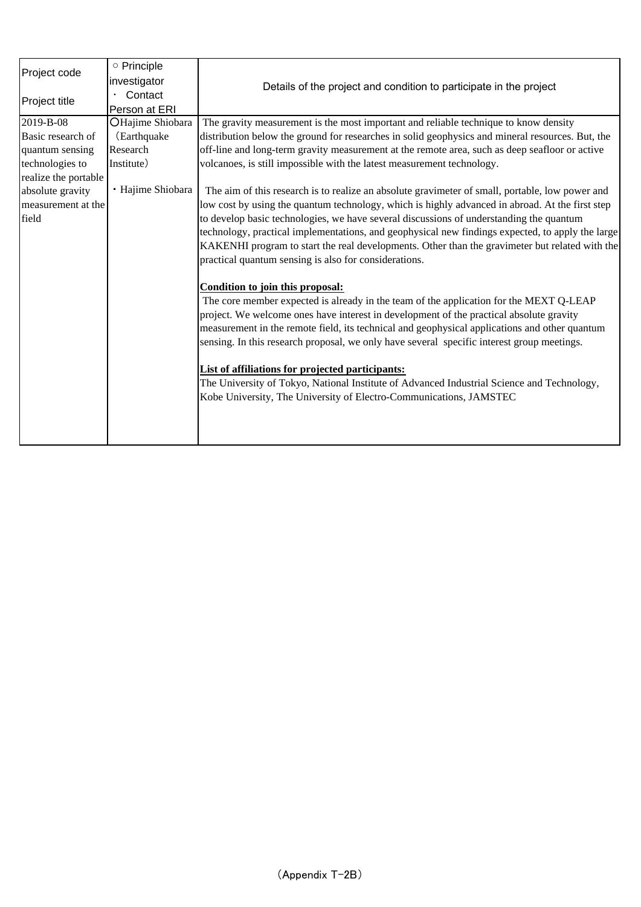| Project code<br><br>Project title | ○ Principle investigator<br>・ Contact Person at ERI | Details of the project and condition to participate in the project |
|---|---|---|
| 2019-B-08<br>Basic research of quantum sensing technologies to realize the portable absolute gravity measurement at the field | ○Hajime Shiobara (Earthquake Research Institute)<br><br>・Hajime Shiobara | The gravity measurement is the most important and reliable technique to know density distribution below the ground for researches in solid geophysics and mineral resources. But, the off-line and long-term gravity measurement at the remote area, such as deep seafloor or active volcanoes, is still impossible with the latest measurement technology.<br><br>The aim of this research is to realize an absolute gravimeter of small, portable, low power and low cost by using the quantum technology, which is highly advanced in abroad. At the first step to develop basic technologies, we have several discussions of understanding the quantum technology, practical implementations, and geophysical new findings expected, to apply the large KAKENHI program to start the real developments. Other than the gravimeter but related with the practical quantum sensing is also for considerations.<br><br>**Condition to join this proposal:**<br>The core member expected is already in the team of the application for the MEXT Q-LEAP project. We welcome ones have interest in development of the practical absolute gravity measurement in the remote field, its technical and geophysical applications and other quantum sensing. In this research proposal, we only have several specific interest group meetings.<br><br>**List of affiliations for projected participants:**<br>The University of Tokyo, National Institute of Advanced Industrial Science and Technology, Kobe University, The University of Electro-Communications, JAMSTEC |

(Appendix T-2B)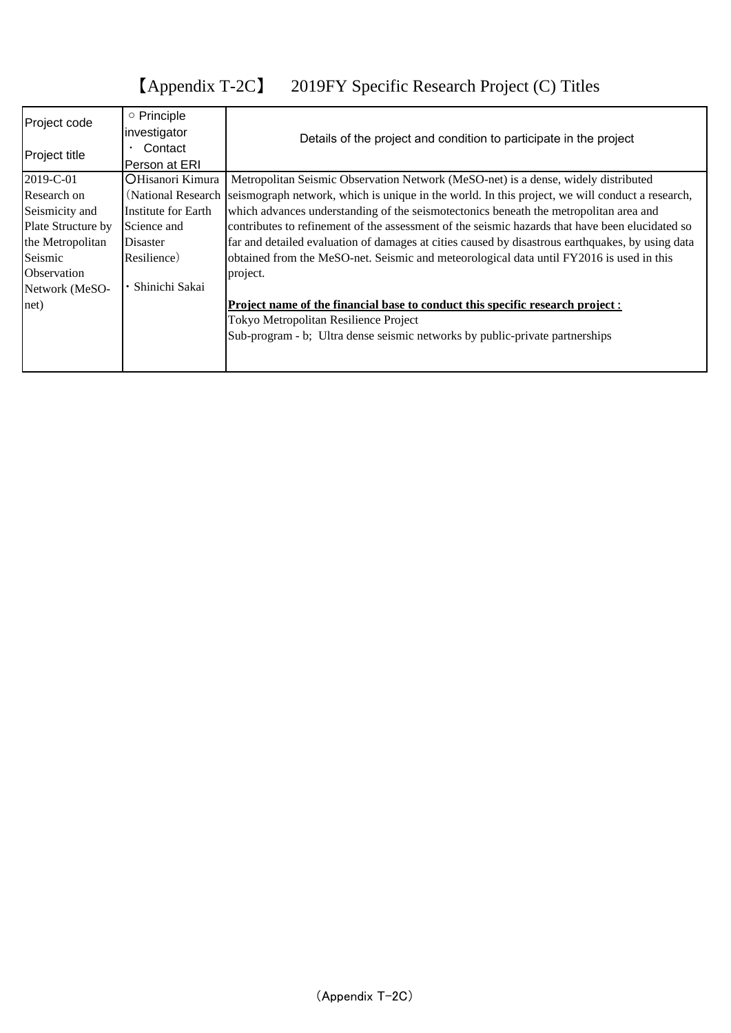# 【Appendix T-2C】 2019FY Specific Research Project (C) Titles

| Project code<br><br>Project title | ○ Principle investigator<br>・ Contact Person at ERI | Details of the project and condition to participate in the project |
|---|---|---|
| 2019-C-01<br>Research on Seismicity and Plate Structure by the Metropolitan Seismic Observation Network (MeSO-net) | ○Hisanori Kimura（National Research Institute for Earth Science and Disaster Resilience）<br><br>・Shinichi Sakai | Metropolitan Seismic Observation Network (MeSO-net) is a dense, widely distributed seismograph network, which is unique in the world. In this project, we will conduct a research, which advances understanding of the seismotectonics beneath the metropolitan area and contributes to refinement of the assessment of the seismic hazards that have been elucidated so far and detailed evaluation of damages at cities caused by disastrous earthquakes, by using data obtained from the MeSO-net. Seismic and meteorological data until FY2016 is used in this project.<br><br>**Project name of the financial base to conduct this specific research project :**<br>Tokyo Metropolitan Resilience Project<br>Sub-program - b; Ultra dense seismic networks by public-private partnerships |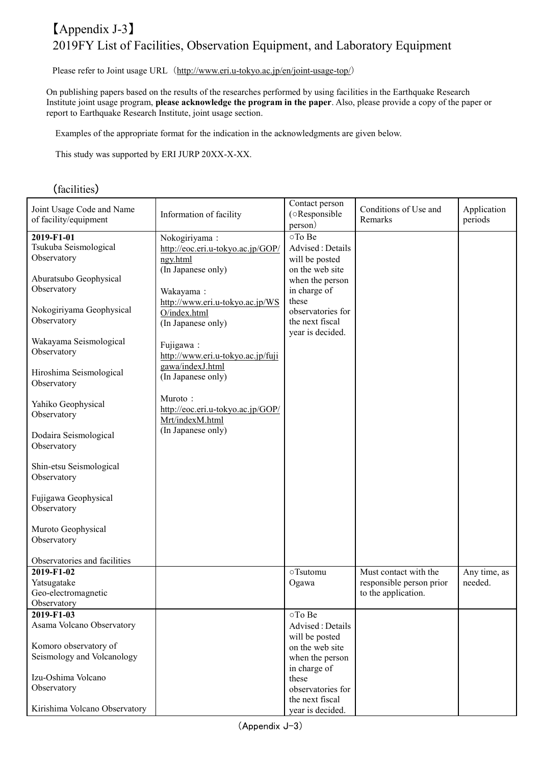# 【Appendix J-3】
# 2019FY List of Facilities, Observation Equipment, and Laboratory Equipment

Please refer to Joint usage URL（http://www.eri.u-tokyo.ac.jp/en/joint-usage-top/）

On publishing papers based on the results of the researches performed by using facilities in the Earthquake Research Institute joint usage program, **please acknowledge the program in the paper**. Also, please provide a copy of the paper or report to Earthquake Research Institute, joint usage section.

Examples of the appropriate format for the indication in the acknowledgments are given below.

This study was supported by ERI JURP 20XX-X-XX.

（facilities）

| Joint Usage Code and Name of facility/equipment | Information of facility | Contact person (○Responsible person) | Conditions of Use and Remarks | Application periods |
|---|---|---|---|---|
| **2019-F1-01**<br>Tsukuba Seismological Observatory<br><br>Aburatsubo Geophysical Observatory<br><br>Nokogiriyama Geophysical Observatory<br><br>Wakayama Seismological Observatory<br><br>Hiroshima Seismological Observatory<br><br>Yahiko Geophysical Observatory<br><br>Dodaira Seismological Observatory<br><br>Shin-etsu Seismological Observatory<br><br>Fujigawa Geophysical Observatory<br><br>Muroto Geophysical Observatory<br><br>Observatories and facilities | Nokogiriyama：<br>http://eoc.eri.u-tokyo.ac.jp/GOP/ngy.html<br>(In Japanese only)<br><br>Wakayama：<br>http://www.eri.u-tokyo.ac.jp/WSO/index.html<br>(In Japanese only)<br><br>Fujigawa：<br>http://www.eri.u-tokyo.ac.jp/fujigawa/indexJ.html<br>(In Japanese only)<br><br>Muroto：<br>http://eoc.eri.u-tokyo.ac.jp/GOP/Mrt/indexM.html<br>(In Japanese only) | ○To Be Advised：Details will be posted on the web site when the person in charge of these observatories for the next fiscal year is decided. | | |
| **2019-F1-02**<br>Yatsugatake Geo-electromagnetic Observatory | | ○Tsutomu Ogawa | Must contact with the responsible person prior to the application. | Any time, as needed. |
| **2019-F1-03**<br>Asama Volcano Observatory<br><br>Komoro observatory of Seismology and Volcanology<br><br>Izu-Oshima Volcano Observatory<br><br>Kirishima Volcano Observatory | | ○To Be Advised：Details will be posted on the web site when the person in charge of these observatories for the next fiscal year is decided. | | |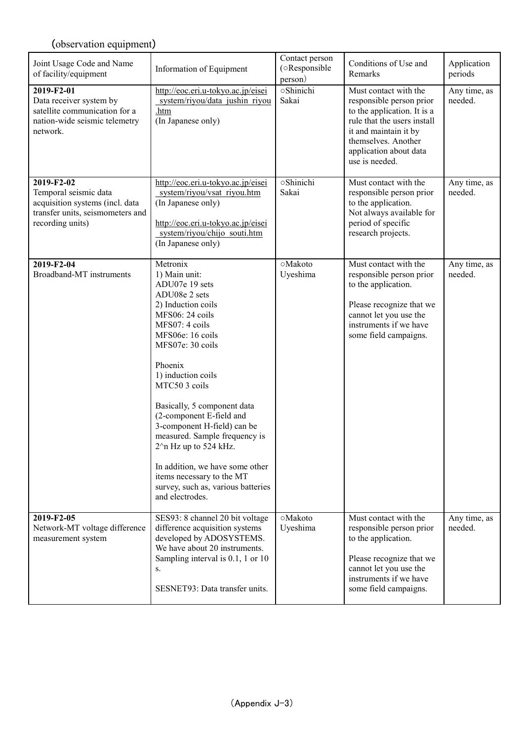(observation equipment)

| Joint Usage Code and Name of facility/equipment | Information of Equipment | Contact person (○Responsible person) | Conditions of Use and Remarks | Application periods |
|---|---|---|---|---|
| **2019-F2-01**<br>Data receiver system by satellite communication for a nation-wide seismic telemetry network. | http://eoc.eri.u-tokyo.ac.jp/eisei_system/riyou/data_jushin_riyou.htm<br>(In Japanese only) | ○Shinichi Sakai | Must contact with the responsible person prior to the application. It is a rule that the users install it and maintain it by themselves. Another application about data use is needed. | Any time, as needed. |
| **2019-F2-02**<br>Temporal seismic data acquisition systems (incl. data transfer units, seismometers and recording units) | http://eoc.eri.u-tokyo.ac.jp/eisei_system/riyou/vsat_riyou.htm<br>(In Japanese only)<br><br>http://eoc.eri.u-tokyo.ac.jp/eisei_system/riyou/chijo_souti.htm<br>(In Japanese only) | ○Shinichi Sakai | Must contact with the responsible person prior to the application.<br>Not always available for period of specific research projects. | Any time, as needed. |
| **2019-F2-04**<br>Broadband-MT instruments | Metronix<br>1) Main unit:<br>ADU07e 19 sets<br>ADU08e 2 sets<br>2) Induction coils<br>MFS06: 24 coils<br>MFS07: 4 coils<br>MFS06e: 16 coils<br>MFS07e: 30 coils<br><br>Phoenix<br>1) induction coils<br>MTC50 3 coils<br><br>Basically, 5 component data (2-component E-field and 3-component H-field) can be measured. Sample frequency is $2^n$ Hz up to 524 kHz.<br><br>In addition, we have some other items necessary to the MT survey, such as, various batteries and electrodes. | ○Makoto Uyeshima | Must contact with the responsible person prior to the application.<br><br>Please recognize that we cannot let you use the instruments if we have some field campaigns. | Any time, as needed. |
| **2019-F2-05**<br>Network-MT voltage difference measurement system | SES93: 8 channel 20 bit voltage difference acquisition systems developed by ADOSYSTEMS. We have about 20 instruments. Sampling interval is 0.1, 1 or 10 s.<br><br>SESNET93: Data transfer units. | ○Makoto Uyeshima | Must contact with the responsible person prior to the application.<br><br>Please recognize that we cannot let you use the instruments if we have some field campaigns. | Any time, as needed. |

(Appendix J-3)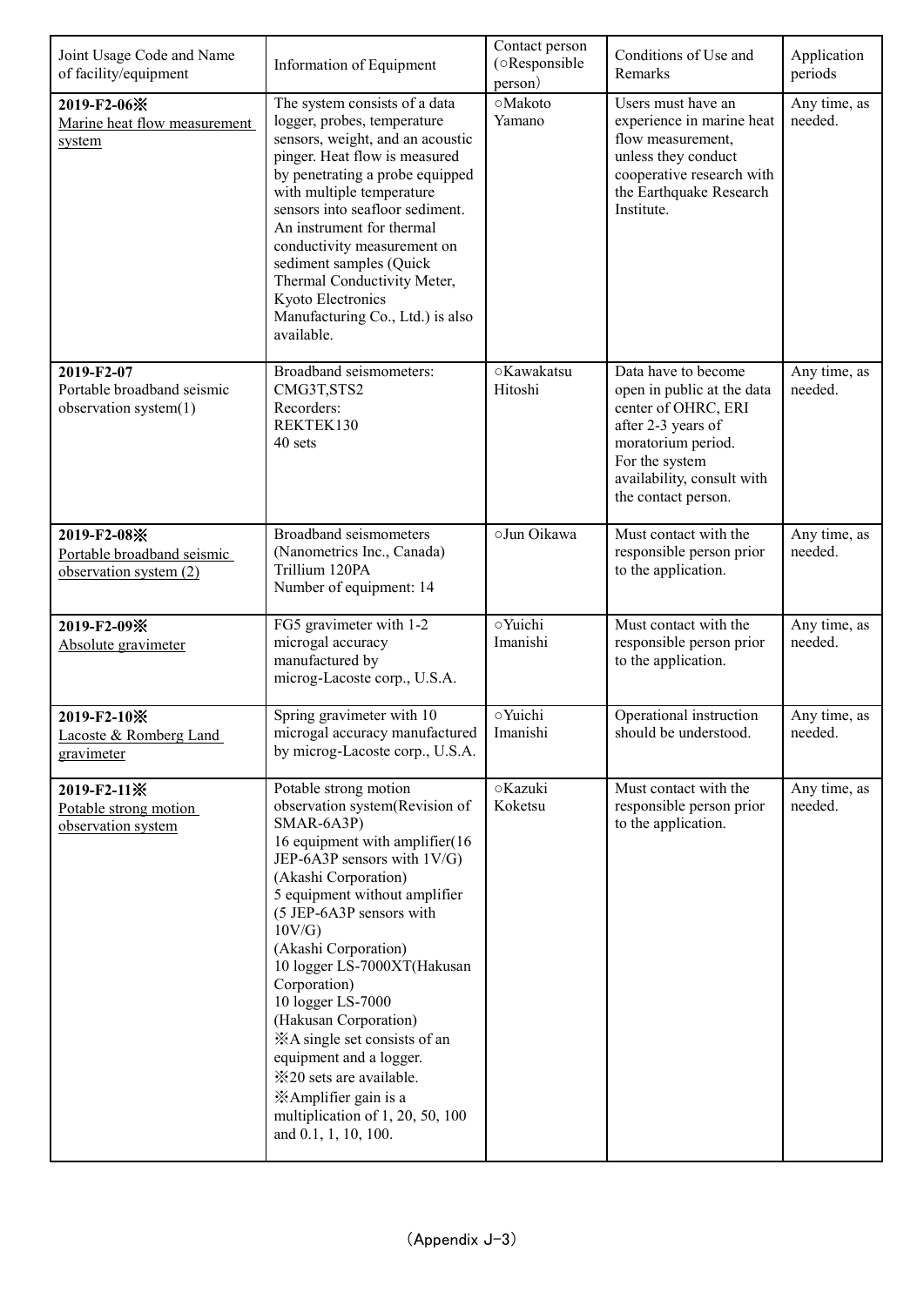| Joint Usage Code and Name of facility/equipment | Information of Equipment | Contact person (○Responsible person) | Conditions of Use and Remarks | Application periods |
|---|---|---|---|---|
| **2019-F2-06※** Marine heat flow measurement system | The system consists of a data logger, probes, temperature sensors, weight, and an acoustic pinger. Heat flow is measured by penetrating a probe equipped with multiple temperature sensors into seafloor sediment. An instrument for thermal conductivity measurement on sediment samples (Quick Thermal Conductivity Meter, Kyoto Electronics Manufacturing Co., Ltd.) is also available. | ○Makoto Yamano | Users must have an experience in marine heat flow measurement, unless they conduct cooperative research with the Earthquake Research Institute. | Any time, as needed. |
| **2019-F2-07** Portable broadband seismic observation system(1) | Broadband seismometers: CMG3T,STS2<br>Recorders: REKTEK130<br>40 sets | ○Kawakatsu Hitoshi | Data have to become open in public at the data center of OHRC, ERI after 2-3 years of moratorium period.<br>For the system availability, consult with the contact person. | Any time, as needed. |
| **2019-F2-08※** Portable broadband seismic observation system (2) | Broadband seismometers (Nanometrics Inc., Canada) Trillium 120PA<br>Number of equipment: 14 | ○Jun Oikawa | Must contact with the responsible person prior to the application. | Any time, as needed. |
| **2019-F2-09※** Absolute gravimeter | FG5 gravimeter with 1-2 microgal accuracy manufactured by microg-Lacoste corp., U.S.A. | ○Yuichi Imanishi | Must contact with the responsible person prior to the application. | Any time, as needed. |
| **2019-F2-10※** Lacoste & Romberg Land gravimeter | Spring gravimeter with 10 microgal accuracy manufactured by microg-Lacoste corp., U.S.A. | ○Yuichi Imanishi | Operational instruction should be understood. | Any time, as needed. |
| **2019-F2-11※** Potable strong motion observation system | Potable strong motion observation system(Revision of SMAR-6A3P)<br>16 equipment with amplifier(16 JEP-6A3P sensors with 1V/G) (Akashi Corporation)<br>5 equipment without amplifier (5 JEP-6A3P sensors with 10V/G)<br>(Akashi Corporation)<br>10 logger LS-7000XT(Hakusan Corporation)<br>10 logger LS-7000 (Hakusan Corporation)<br>※A single set consists of an equipment and a logger.<br>※20 sets are available.<br>※Amplifier gain is a multiplication of 1, 20, 50, 100 and 0.1, 1, 10, 100. | ○Kazuki Koketsu | Must contact with the responsible person prior to the application. | Any time, as needed. |

(Appendix J-3)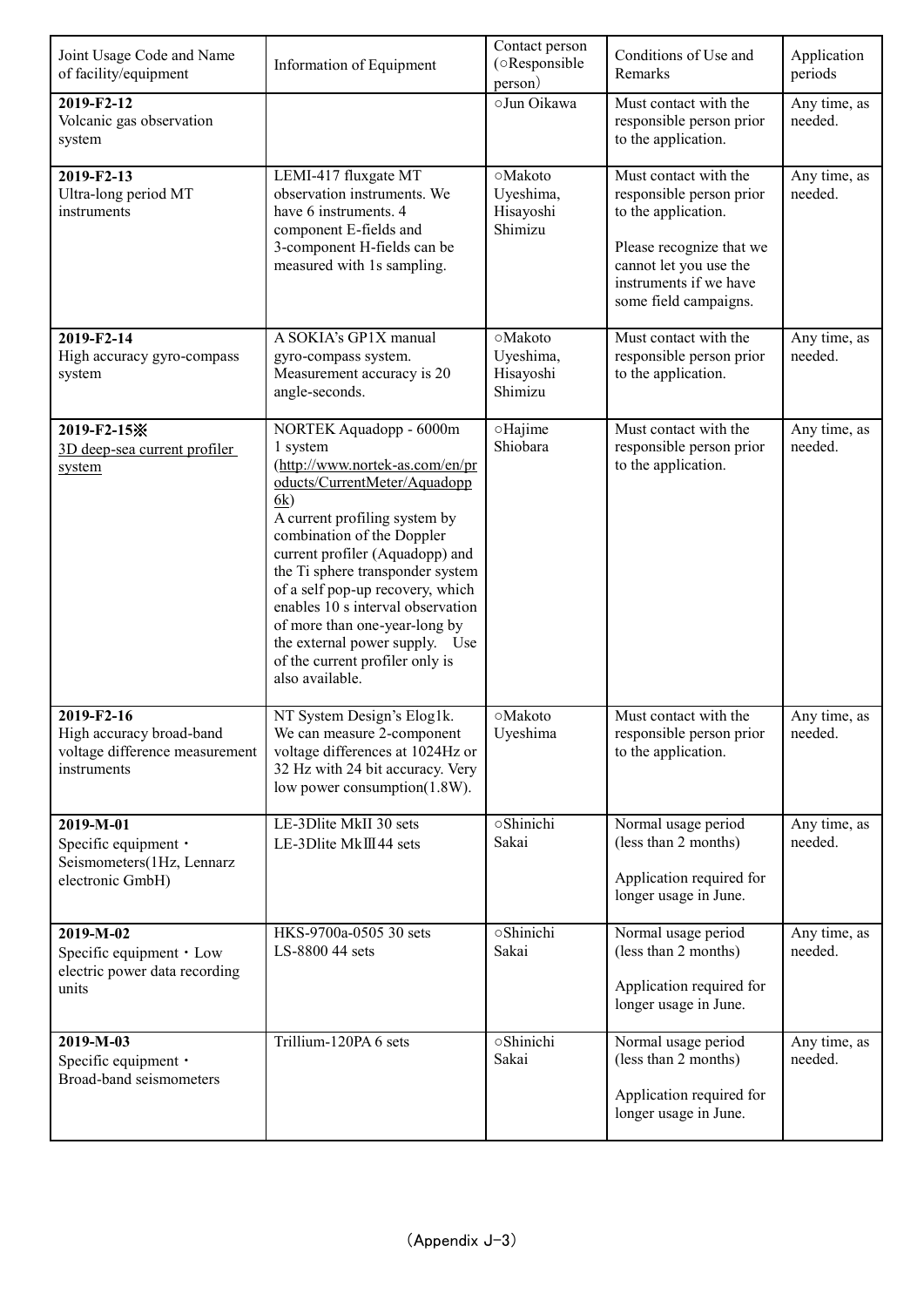| Joint Usage Code and Name of facility/equipment | Information of Equipment | Contact person (○Responsible person) | Conditions of Use and Remarks | Application periods |
|---|---|---|---|---|
| **2019-F2-12** Volcanic gas observation system | | ○Jun Oikawa | Must contact with the responsible person prior to the application. | Any time, as needed. |
| **2019-F2-13** Ultra-long period MT instruments | LEMI-417 fluxgate MT observation instruments. We have 6 instruments. 4 component E-fields and 3-component H-fields can be measured with 1s sampling. | ○Makoto Uyeshima, Hisayoshi Shimizu | Must contact with the responsible person prior to the application.<br><br>Please recognize that we cannot let you use the instruments if we have some field campaigns. | Any time, as needed. |
| **2019-F2-14** High accuracy gyro-compass system | A SOKIA's GP1X manual gyro-compass system. Measurement accuracy is 20 angle-seconds. | ○Makoto Uyeshima, Hisayoshi Shimizu | Must contact with the responsible person prior to the application. | Any time, as needed. |
| **2019-F2-15※** 3D deep-sea current profiler system | NORTEK Aquadopp - 6000m 1 system (http://www.nortek-as.com/en/products/CurrentMeter/Aquadopp6k) A current profiling system by combination of the Doppler current profiler (Aquadopp) and the Ti sphere transponder system of a self pop-up recovery, which enables 10 s interval observation of more than one-year-long by the external power supply. Use of the current profiler only is also available. | ○Hajime Shiobara | Must contact with the responsible person prior to the application. | Any time, as needed. |
| **2019-F2-16** High accuracy broad-band voltage difference measurement instruments | NT System Design's Elog1k. We can measure 2-component voltage differences at 1024Hz or 32 Hz with 24 bit accuracy. Very low power consumption(1.8W). | ○Makoto Uyeshima | Must contact with the responsible person prior to the application. | Any time, as needed. |
| **2019-M-01** Specific equipment・Seismometers(1Hz, Lennarz electronic GmbH) | LE-3Dlite MkII 30 sets<br>LE-3Dlite MkⅢ 44 sets | ○Shinichi Sakai | Normal usage period (less than 2 months)<br><br>Application required for longer usage in June. | Any time, as needed. |
| **2019-M-02** Specific equipment・Low electric power data recording units | HKS-9700a-0505 30 sets<br>LS-8800 44 sets | ○Shinichi Sakai | Normal usage period (less than 2 months)<br><br>Application required for longer usage in June. | Any time, as needed. |
| **2019-M-03** Specific equipment・Broad-band seismometers | Trillium-120PA 6 sets | ○Shinichi Sakai | Normal usage period (less than 2 months)<br><br>Application required for longer usage in June. | Any time, as needed. |

(Appendix J-3)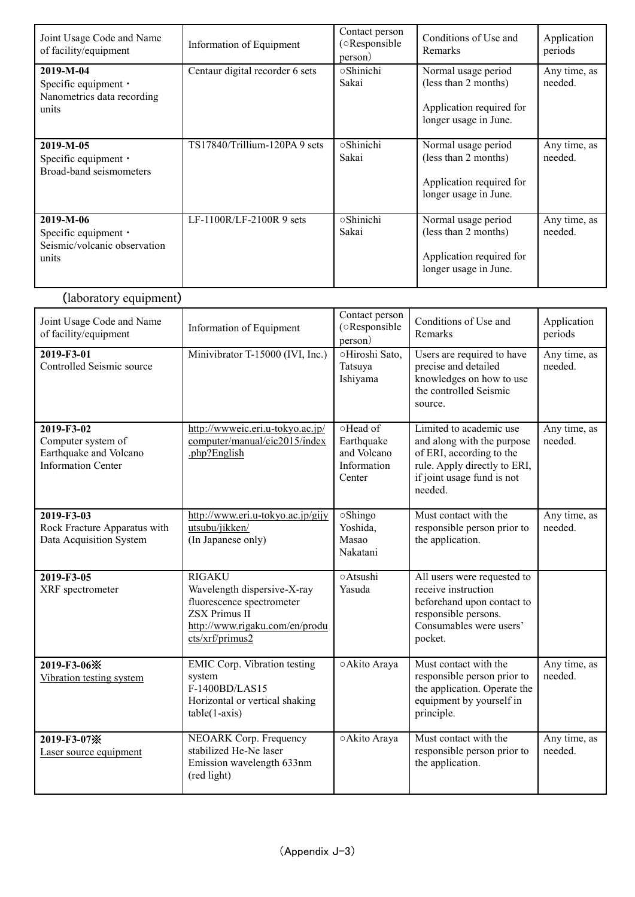| Joint Usage Code and Name of facility/equipment | Information of Equipment | Contact person (○Responsible person) | Conditions of Use and Remarks | Application periods |
|---|---|---|---|---|
| **2019-M-04** Specific equipment・Nanometrics data recording units | Centaur digital recorder 6 sets | ○Shinichi Sakai | Normal usage period (less than 2 months) Application required for longer usage in June. | Any time, as needed. |
| **2019-M-05** Specific equipment・Broad-band seismometers | TS17840/Trillium-120PA 9 sets | ○Shinichi Sakai | Normal usage period (less than 2 months) Application required for longer usage in June. | Any time, as needed. |
| **2019-M-06** Specific equipment・Seismic/volcanic observation units | LF-1100R/LF-2100R 9 sets | ○Shinichi Sakai | Normal usage period (less than 2 months) Application required for longer usage in June. | Any time, as needed. |

(laboratory equipment)

| Joint Usage Code and Name of facility/equipment | Information of Equipment | Contact person (○Responsible person) | Conditions of Use and Remarks | Application periods |
|---|---|---|---|---|
| **2019-F3-01** Controlled Seismic source | Minivibrator T-15000 (IVI, Inc.) | ○Hiroshi Sato, Tatsuya Ishiyama | Users are required to have precise and detailed knowledges on how to use the controlled Seismic source. | Any time, as needed. |
| **2019-F3-02** Computer system of Earthquake and Volcano Information Center | http://wwweic.eri.u-tokyo.ac.jp/computer/manual/eic2015/index.php?English | ○Head of Earthquake and Volcano Information Center | Limited to academic use and along with the purpose of ERI, according to the rule. Apply directly to ERI, if joint usage fund is not needed. | Any time, as needed. |
| **2019-F3-03** Rock Fracture Apparatus with Data Acquisition System | http://www.eri.u-tokyo.ac.jp/gijyutsubu/jikken/ (In Japanese only) | ○Shingo Yoshida, Masao Nakatani | Must contact with the responsible person prior to the application. | Any time, as needed. |
| **2019-F3-05** XRF spectrometer | RIGAKU Wavelength dispersive-X-ray fluorescence spectrometer ZSX Primus II http://www.rigaku.com/en/products/xrf/primus2 | ○Atsushi Yasuda | All users were requested to receive instruction beforehand upon contact to responsible persons. Consumables were users' pocket. | |
| **2019-F3-06※** Vibration testing system | EMIC Corp. Vibration testing system F-1400BD/LAS15 Horizontal or vertical shaking table(1-axis) | ○Akito Araya | Must contact with the responsible person prior to the application. Operate the equipment by yourself in principle. | Any time, as needed. |
| **2019-F3-07※** Laser source equipment | NEOARK Corp. Frequency stabilized He-Ne laser Emission wavelength 633nm (red light) | ○Akito Araya | Must contact with the responsible person prior to the application. | Any time, as needed. |

(Appendix J-3)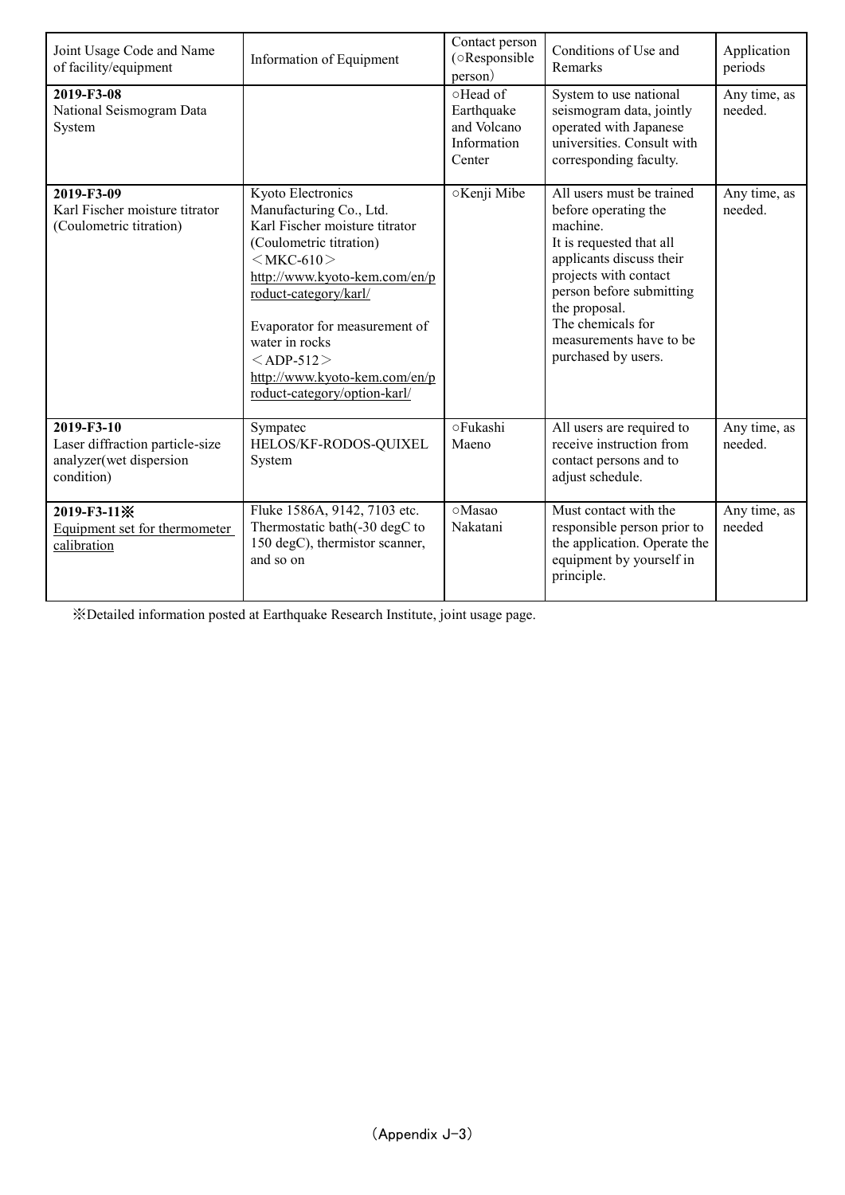| Joint Usage Code and Name of facility/equipment | Information of Equipment | Contact person (○Responsible person) | Conditions of Use and Remarks | Application periods |
|---|---|---|---|---|
| **2019-F3-08** National Seismogram Data System | | ○Head of Earthquake and Volcano Information Center | System to use national seismogram data, jointly operated with Japanese universities. Consult with corresponding faculty. | Any time, as needed. |
| **2019-F3-09** Karl Fischer moisture titrator (Coulometric titration) | Kyoto Electronics Manufacturing Co., Ltd. Karl Fischer moisture titrator (Coulometric titration) <MKC-610> http://www.kyoto-kem.com/en/product-category/karl/ Evaporator for measurement of water in rocks <ADP-512> http://www.kyoto-kem.com/en/product-category/option-karl/ | ○Kenji Mibe | All users must be trained before operating the machine. It is requested that all applicants discuss their projects with contact person before submitting the proposal. The chemicals for measurements have to be purchased by users. | Any time, as needed. |
| **2019-F3-10** Laser diffraction particle-size analyzer(wet dispersion condition) | Sympatec HELOS/KF-RODOS-QUIXEL System | ○Fukashi Maeno | All users are required to receive instruction from contact persons and to adjust schedule. | Any time, as needed. |
| **2019-F3-11※** Equipment set for thermometer calibration | Fluke 1586A, 9142, 7103 etc. Thermostatic bath(-30 degC to 150 degC), thermistor scanner, and so on | ○Masao Nakatani | Must contact with the responsible person prior to the application. Operate the equipment by yourself in principle. | Any time, as needed |

※Detailed information posted at Earthquake Research Institute, joint usage page.

(Appendix J-3)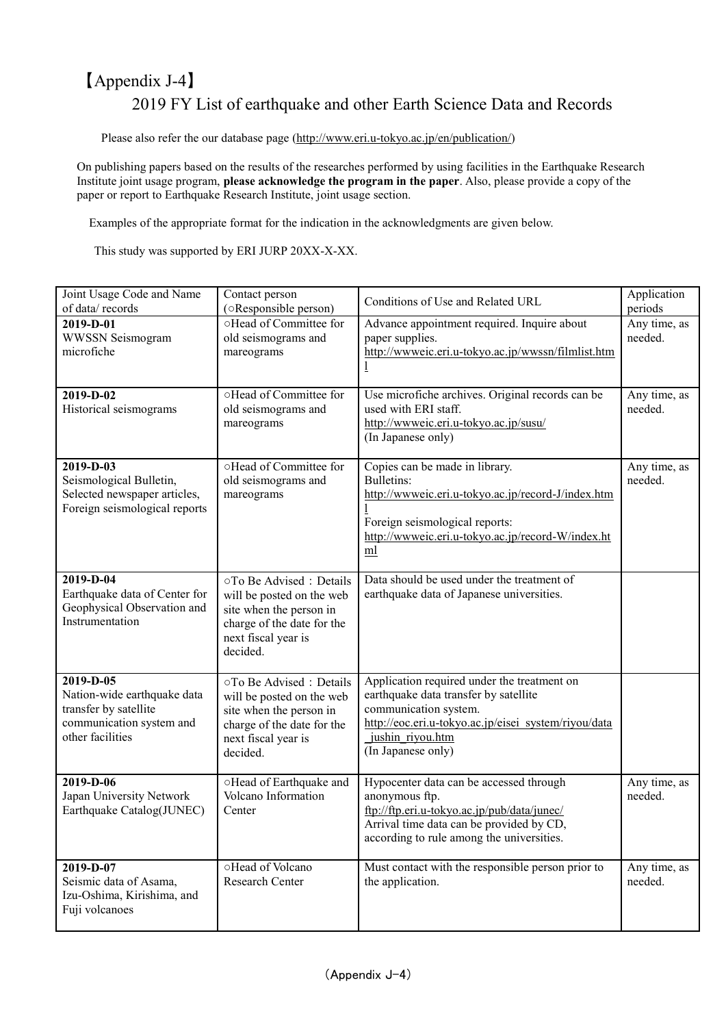# 【Appendix J-4】

## 2019 FY List of earthquake and other Earth Science Data and Records

Please also refer the our database page (http://www.eri.u-tokyo.ac.jp/en/publication/)

On publishing papers based on the results of the researches performed by using facilities in the Earthquake Research Institute joint usage program, **please acknowledge the program in the paper**. Also, please provide a copy of the paper or report to Earthquake Research Institute, joint usage section.

Examples of the appropriate format for the indication in the acknowledgments are given below.

This study was supported by ERI JURP 20XX-X-XX.

| Joint Usage Code and Name of data/ records | Contact person (○Responsible person) | Conditions of Use and Related URL | Application periods |
|---|---|---|---|
| **2019-D-01**<br>WWSSN Seismogram microfiche | ○Head of Committee for old seismograms and mareograms | Advance appointment required. Inquire about paper supplies.<br>http://wwweic.eri.u-tokyo.ac.jp/wwssn/filmlist.html | Any time, as needed. |
| **2019-D-02**<br>Historical seismograms | ○Head of Committee for old seismograms and mareograms | Use microfiche archives. Original records can be used with ERI staff.<br>http://wwweic.eri.u-tokyo.ac.jp/susu/<br>(In Japanese only) | Any time, as needed. |
| **2019-D-03**<br>Seismological Bulletin, Selected newspaper articles, Foreign seismological reports | ○Head of Committee for old seismograms and mareograms | Copies can be made in library.<br>Bulletins:<br>http://wwweic.eri.u-tokyo.ac.jp/record-J/index.html<br>Foreign seismological reports:<br>http://wwweic.eri.u-tokyo.ac.jp/record-W/index.html | Any time, as needed. |
| **2019-D-04**<br>Earthquake data of Center for Geophysical Observation and Instrumentation | ○To Be Advised：Details will be posted on the web site when the person in charge of the date for the next fiscal year is decided. | Data should be used under the treatment of earthquake data of Japanese universities. | |
| **2019-D-05**<br>Nation-wide earthquake data transfer by satellite communication system and other facilities | ○To Be Advised：Details will be posted on the web site when the person in charge of the date for the next fiscal year is decided. | Application required under the treatment on earthquake data transfer by satellite communication system.<br>http://eoc.eri.u-tokyo.ac.jp/eisei_system/riyou/data_jushin_riyou.htm<br>(In Japanese only) | |
| **2019-D-06**<br>Japan University Network Earthquake Catalog(JUNEC) | ○Head of Earthquake and Volcano Information Center | Hypocenter data can be accessed through anonymous ftp.<br>ftp://ftp.eri.u-tokyo.ac.jp/pub/data/junec/<br>Arrival time data can be provided by CD, according to rule among the universities. | Any time, as needed. |
| **2019-D-07**<br>Seismic data of Asama, Izu-Oshima, Kirishima, and Fuji volcanoes | ○Head of Volcano Research Center | Must contact with the responsible person prior to the application. | Any time, as needed. |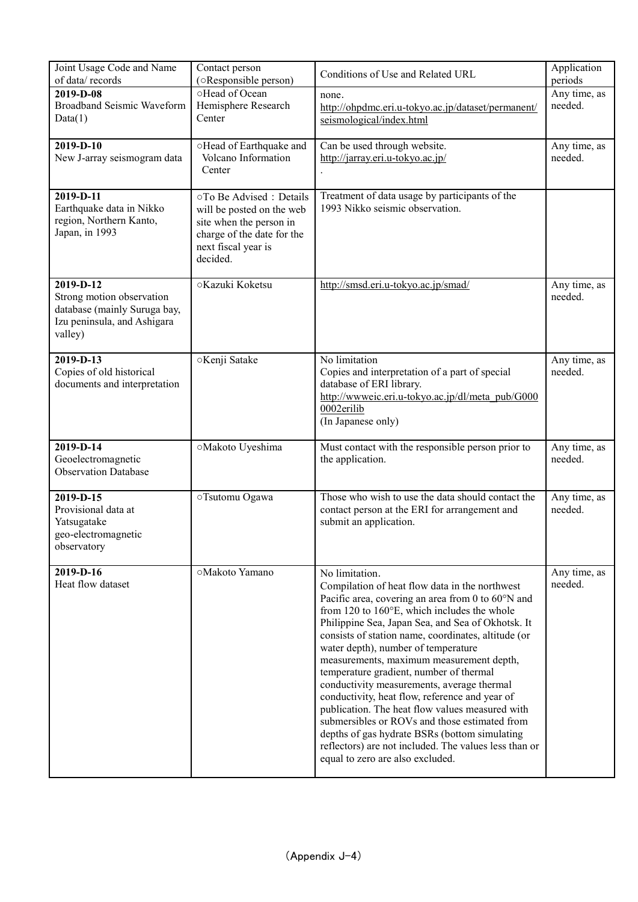| Joint Usage Code and Name of data/ records | Contact person (○Responsible person) | Conditions of Use and Related URL | Application periods |
|---|---|---|---|
| **2019-D-08** Broadband Seismic Waveform Data(1) | ○Head of Ocean Hemisphere Research Center | none. http://ohpdmc.eri.u-tokyo.ac.jp/dataset/permanent/seismological/index.html | Any time, as needed. |
| **2019-D-10** New J-array seismogram data | ○Head of Earthquake and Volcano Information Center | Can be used through website. http://jarray.eri.u-tokyo.ac.jp/ . | Any time, as needed. |
| **2019-D-11** Earthquake data in Nikko region, Northern Kanto, Japan, in 1993 | ○To Be Advised：Details will be posted on the web site when the person in charge of the date for the next fiscal year is decided. | Treatment of data usage by participants of the 1993 Nikko seismic observation. | |
| **2019-D-12** Strong motion observation database (mainly Suruga bay, Izu peninsula, and Ashigara valley) | ○Kazuki Koketsu | http://smsd.eri.u-tokyo.ac.jp/smad/ | Any time, as needed. |
| **2019-D-13** Copies of old historical documents and interpretation | ○Kenji Satake | No limitation Copies and interpretation of a part of special database of ERI library. http://wwweic.eri.u-tokyo.ac.jp/dl/meta_pub/G0000002erilib (In Japanese only) | Any time, as needed. |
| **2019-D-14** Geoelectromagnetic Observation Database | ○Makoto Uyeshima | Must contact with the responsible person prior to the application. | Any time, as needed. |
| **2019-D-15** Provisional data at Yatsugatake geo-electromagnetic observatory | ○Tsutomu Ogawa | Those who wish to use the data should contact the contact person at the ERI for arrangement and submit an application. | Any time, as needed. |
| **2019-D-16** Heat flow dataset | ○Makoto Yamano | No limitation. Compilation of heat flow data in the northwest Pacific area, covering an area from 0 to 60°N and from 120 to 160°E, which includes the whole Philippine Sea, Japan Sea, and Sea of Okhotsk. It consists of station name, coordinates, altitude (or water depth), number of temperature measurements, maximum measurement depth, temperature gradient, number of thermal conductivity measurements, average thermal conductivity, heat flow, reference and year of publication. The heat flow values measured with submersibles or ROVs and those estimated from depths of gas hydrate BSRs (bottom simulating reflectors) are not included. The values less than or equal to zero are also excluded. | Any time, as needed. |

（Appendix J-4）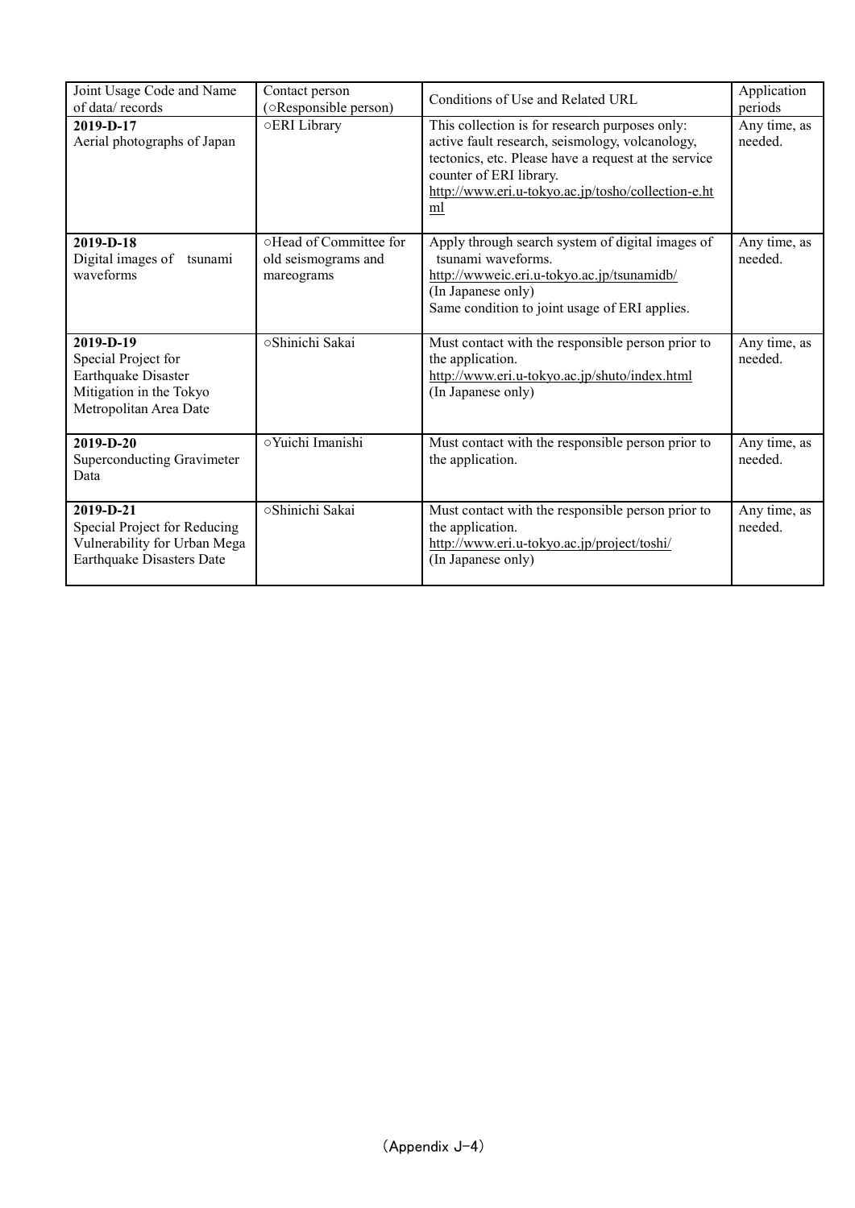| Joint Usage Code and Name of data/ records | Contact person (○Responsible person) | Conditions of Use and Related URL | Application periods |
|---|---|---|---|
| **2019-D-17**<br>Aerial photographs of Japan | ○ERI Library | This collection is for research purposes only: active fault research, seismology, volcanology, tectonics, etc. Please have a request at the service counter of ERI library.<br>http://www.eri.u-tokyo.ac.jp/tosho/collection-e.html | Any time, as needed. |
| **2019-D-18**<br>Digital images of tsunami waveforms | ○Head of Committee for old seismograms and mareograms | Apply through search system of digital images of tsunami waveforms.<br>http://wwweic.eri.u-tokyo.ac.jp/tsunamidb/<br>(In Japanese only)<br>Same condition to joint usage of ERI applies. | Any time, as needed. |
| **2019-D-19**<br>Special Project for Earthquake Disaster Mitigation in the Tokyo Metropolitan Area Date | ○Shinichi Sakai | Must contact with the responsible person prior to the application.<br>http://www.eri.u-tokyo.ac.jp/shuto/index.html<br>(In Japanese only) | Any time, as needed. |
| **2019-D-20**<br>Superconducting Gravimeter Data | ○Yuichi Imanishi | Must contact with the responsible person prior to the application. | Any time, as needed. |
| **2019-D-21**<br>Special Project for Reducing Vulnerability for Urban Mega Earthquake Disasters Date | ○Shinichi Sakai | Must contact with the responsible person prior to the application.<br>http://www.eri.u-tokyo.ac.jp/project/toshi/<br>(In Japanese only) | Any time, as needed. |

(Appendix J-4)